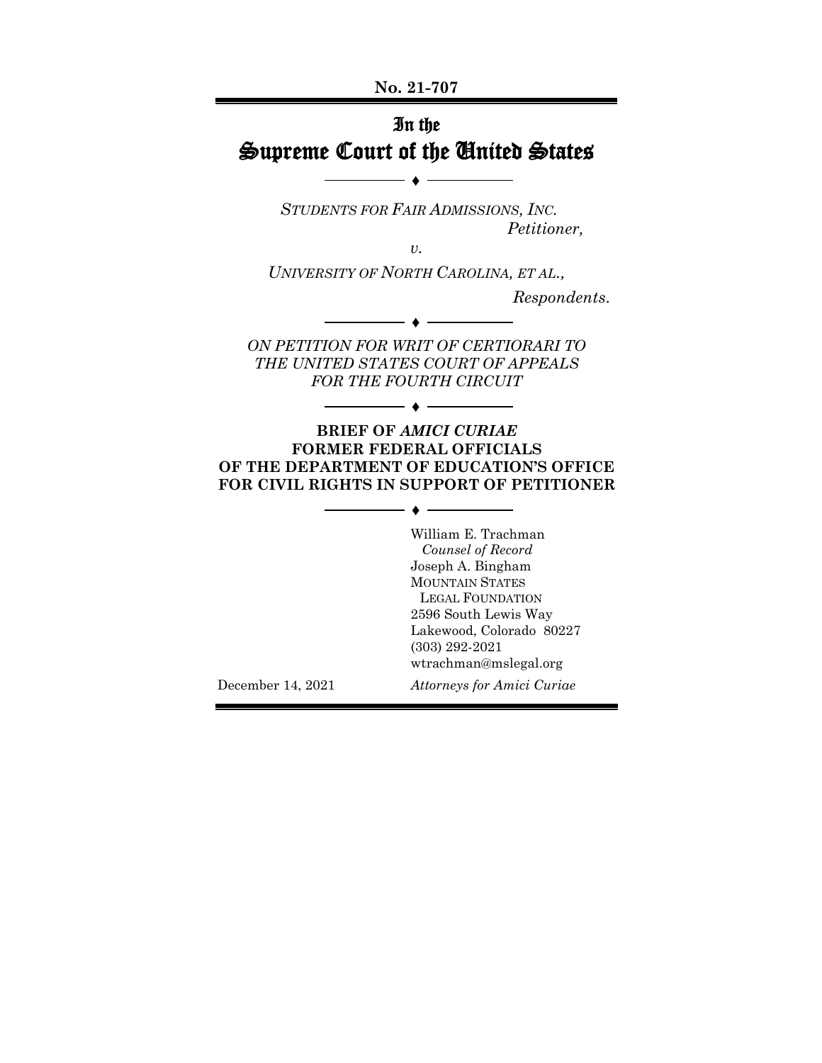**No. 21-707**

# In the Supreme Court of the United States

♦

*STUDENTS FOR FAIR ADMISSIONS, INC.*
*Petitioner,*

*v.*

*UNIVERSITY OF NORTH CAROLINA, ET AL.,*
*Respondents.*

♦

*ON PETITION FOR WRIT OF CERTIORARI TO THE UNITED STATES COURT OF APPEALS FOR THE FOURTH CIRCUIT*

♦

**BRIEF OF *AMICI CURIAE* FORMER FEDERAL OFFICIALS OF THE DEPARTMENT OF EDUCATION'S OFFICE FOR CIVIL RIGHTS IN SUPPORT OF PETITIONER**

♦

William E. Trachman
*Counsel of Record*
Joseph A. Bingham
MOUNTAIN STATES LEGAL FOUNDATION
2596 South Lewis Way
Lakewood, Colorado 80227
(303) 292-2021
wtrachman@mslegal.org

December 14, 2021

*Attorneys for Amici Curiae*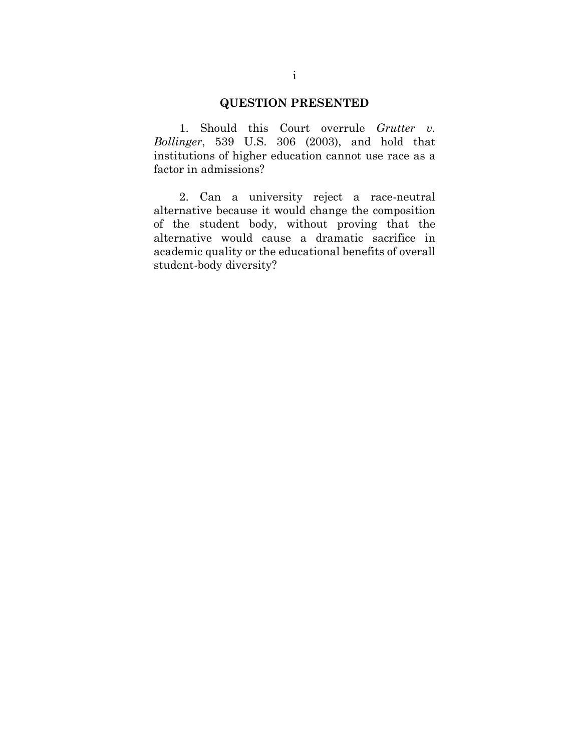## QUESTION PRESENTED

1. Should this Court overrule *Grutter v. Bollinger*, 539 U.S. 306 (2003), and hold that institutions of higher education cannot use race as a factor in admissions?

2. Can a university reject a race-neutral alternative because it would change the composition of the student body, without proving that the alternative would cause a dramatic sacrifice in academic quality or the educational benefits of overall student-body diversity?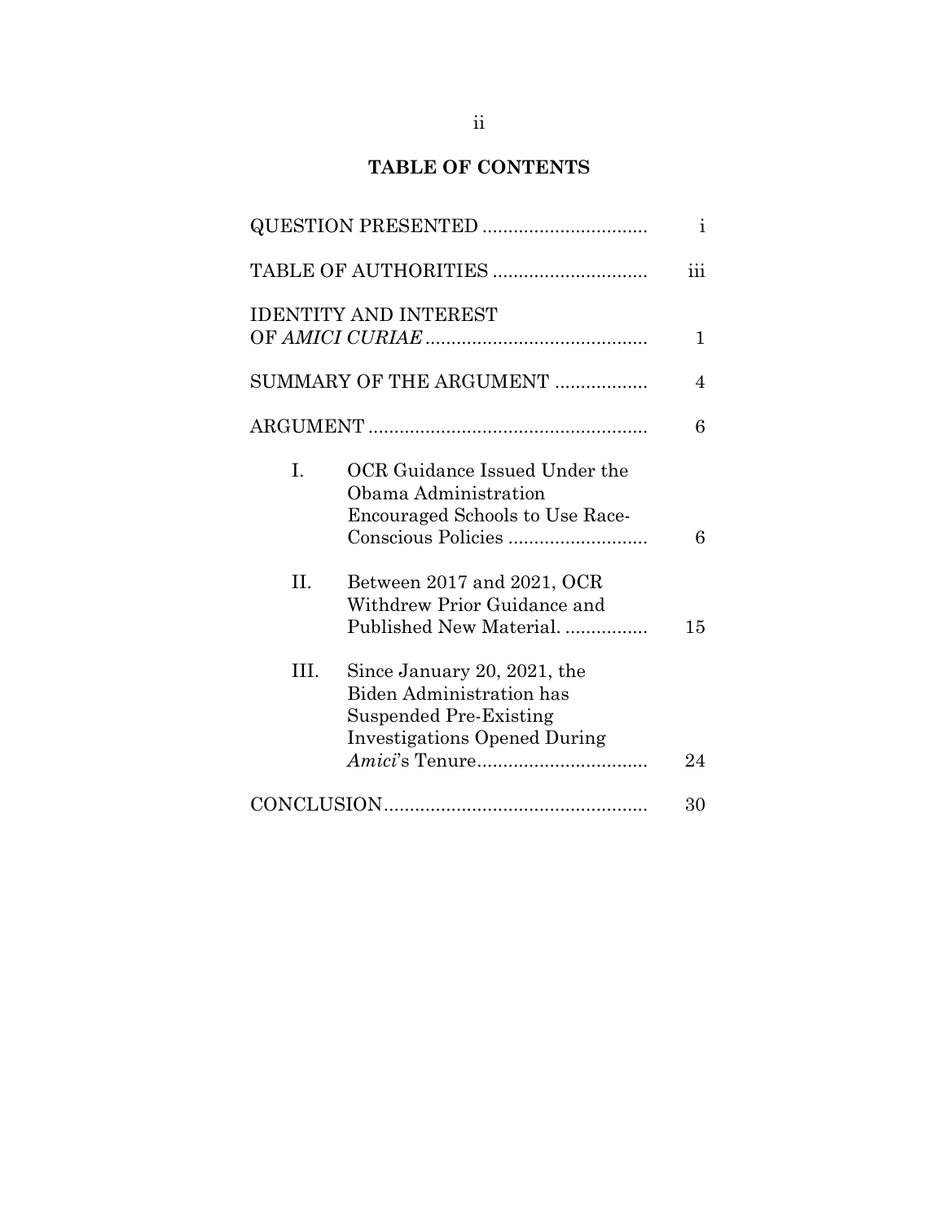## TABLE OF CONTENTS

| | |
|---|---|
| QUESTION PRESENTED | i |
| TABLE OF AUTHORITIES | iii |
| IDENTITY AND INTEREST OF *AMICI CURIAE* | 1 |
| SUMMARY OF THE ARGUMENT | 4 |
| ARGUMENT | 6 |
| I. OCR Guidance Issued Under the Obama Administration Encouraged Schools to Use Race-Conscious Policies | 6 |
| II. Between 2017 and 2021, OCR Withdrew Prior Guidance and Published New Material. | 15 |
| III. Since January 20, 2021, the Biden Administration has Suspended Pre-Existing Investigations Opened During *Amici*'s Tenure | 24 |
| CONCLUSION | 30 |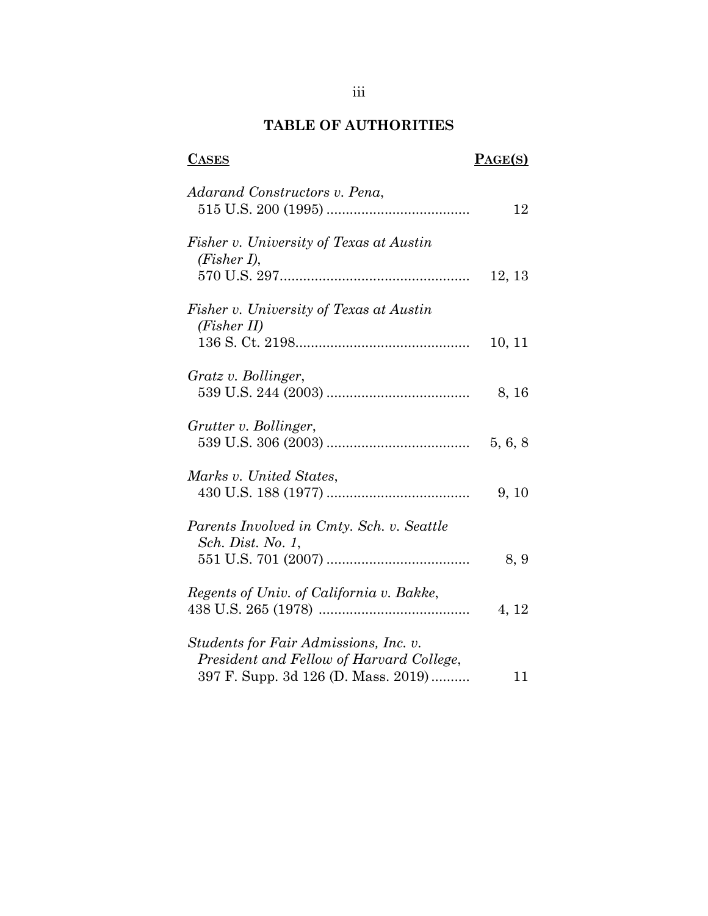# TABLE OF AUTHORITIES

| CASES | PAGE(S) |
|---|---|
| *Adarand Constructors v. Pena*, 515 U.S. 200 (1995) | 12 |
| *Fisher v. University of Texas at Austin (Fisher I)*, 570 U.S. 297 | 12, 13 |
| *Fisher v. University of Texas at Austin (Fisher II)* 136 S. Ct. 2198 | 10, 11 |
| *Gratz v. Bollinger*, 539 U.S. 244 (2003) | 8, 16 |
| *Grutter v. Bollinger*, 539 U.S. 306 (2003) | 5, 6, 8 |
| *Marks v. United States*, 430 U.S. 188 (1977) | 9, 10 |
| *Parents Involved in Cmty. Sch. v. Seattle Sch. Dist. No. 1*, 551 U.S. 701 (2007) | 8, 9 |
| *Regents of Univ. of California v. Bakke*, 438 U.S. 265 (1978) | 4, 12 |
| *Students for Fair Admissions, Inc. v. President and Fellow of Harvard College*, 397 F. Supp. 3d 126 (D. Mass. 2019) | 11 |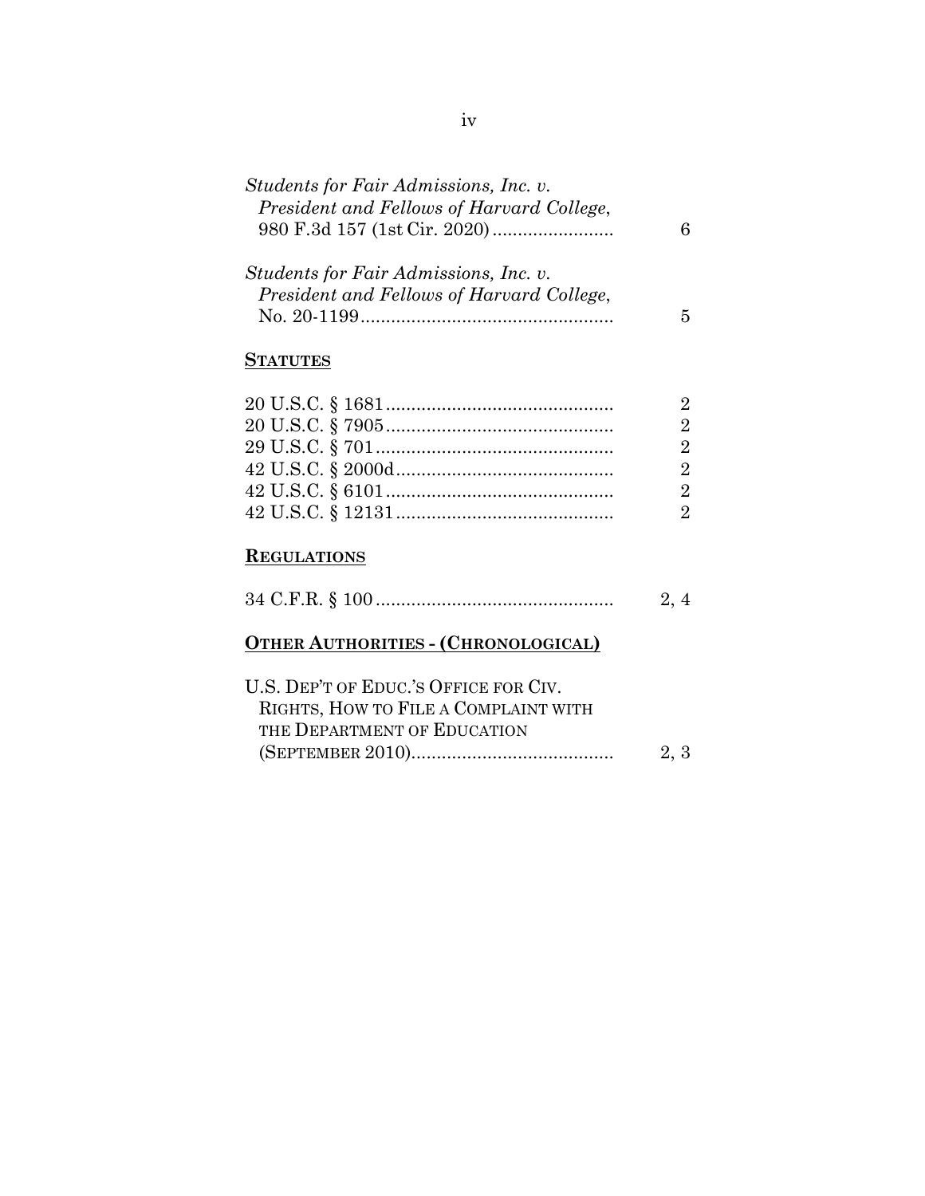*Students for Fair Admissions, Inc. v. President and Fellows of Harvard College*, 980 F.3d 157 (1st Cir. 2020)........................ 6

*Students for Fair Admissions, Inc. v. President and Fellows of Harvard College*, No. 20-1199................................................. 5

**STATUTES**

20 U.S.C. § 1681............................................ 2
20 U.S.C. § 7905............................................ 2
29 U.S.C. § 701.............................................. 2
42 U.S.C. § 2000d.......................................... 2
42 U.S.C. § 6101............................................ 2
42 U.S.C. § 12131.......................................... 2

**REGULATIONS**

34 C.F.R. § 100.............................................. 2, 4

**OTHER AUTHORITIES - (CHRONOLOGICAL)**

U.S. DEP'T OF EDUC.'S OFFICE FOR CIV. RIGHTS, HOW TO FILE A COMPLAINT WITH THE DEPARTMENT OF EDUCATION (SEPTEMBER 2010)....................................... 2, 3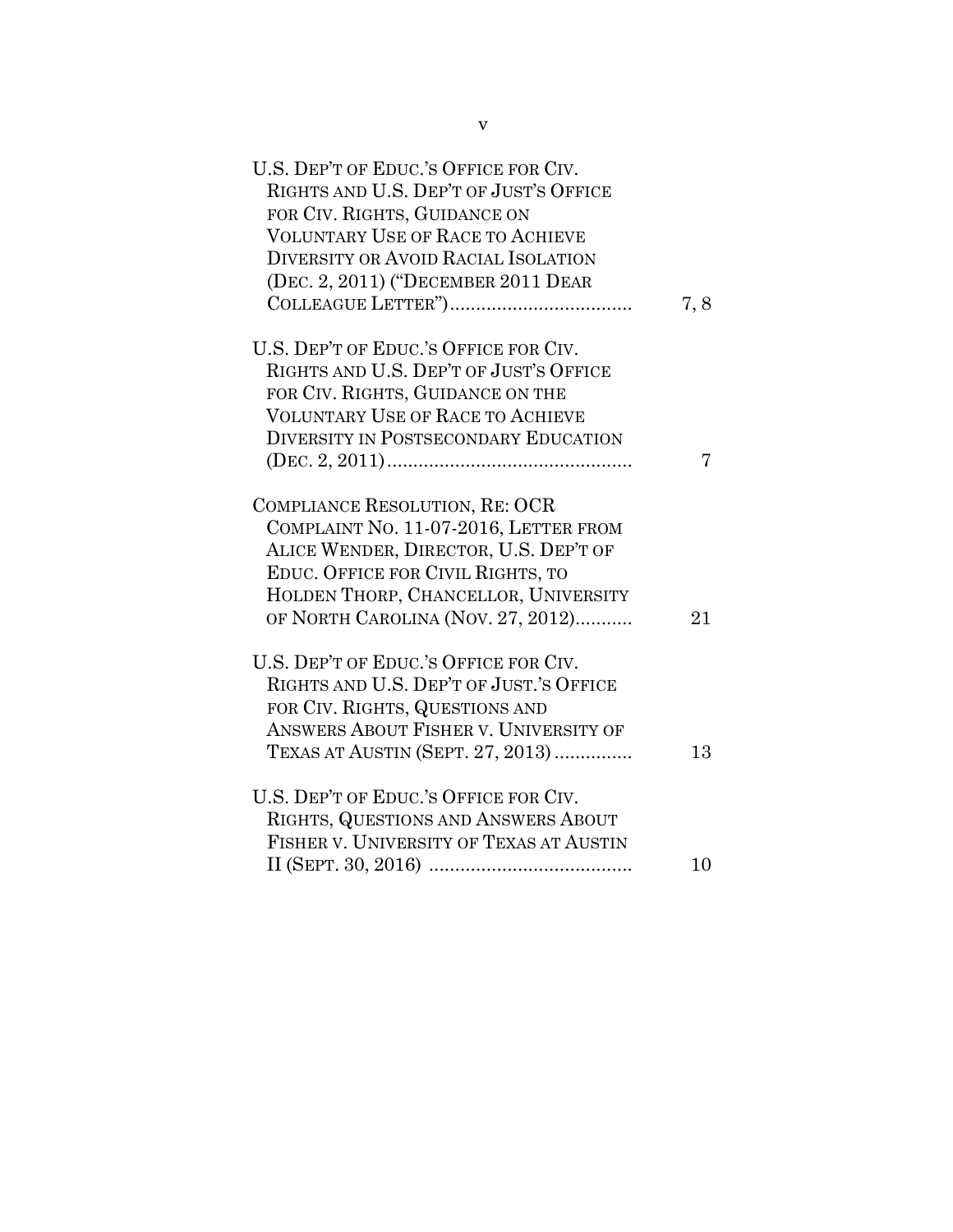U.S. DEP'T OF EDUC.'S OFFICE FOR CIV. RIGHTS AND U.S. DEP'T OF JUST'S OFFICE FOR CIV. RIGHTS, GUIDANCE ON VOLUNTARY USE OF RACE TO ACHIEVE DIVERSITY OR AVOID RACIAL ISOLATION (DEC. 2, 2011) ("DECEMBER 2011 DEAR COLLEAGUE LETTER") .................................. 7, 8

U.S. DEP'T OF EDUC.'S OFFICE FOR CIV. RIGHTS AND U.S. DEP'T OF JUST'S OFFICE FOR CIV. RIGHTS, GUIDANCE ON THE VOLUNTARY USE OF RACE TO ACHIEVE DIVERSITY IN POSTSECONDARY EDUCATION (DEC. 2, 2011) .............................................. 7

COMPLIANCE RESOLUTION, RE: OCR COMPLAINT NO. 11-07-2016, LETTER FROM ALICE WENDER, DIRECTOR, U.S. DEP'T OF EDUC. OFFICE FOR CIVIL RIGHTS, TO HOLDEN THORP, CHANCELLOR, UNIVERSITY OF NORTH CAROLINA (NOV. 27, 2012) ........... 21

U.S. DEP'T OF EDUC.'S OFFICE FOR CIV. RIGHTS AND U.S. DEP'T OF JUST.'S OFFICE FOR CIV. RIGHTS, QUESTIONS AND ANSWERS ABOUT FISHER V. UNIVERSITY OF TEXAS AT AUSTIN (SEPT. 27, 2013) .............. 13

U.S. DEP'T OF EDUC.'S OFFICE FOR CIV. RIGHTS, QUESTIONS AND ANSWERS ABOUT FISHER V. UNIVERSITY OF TEXAS AT AUSTIN II (SEPT. 30, 2016) ...................................... 10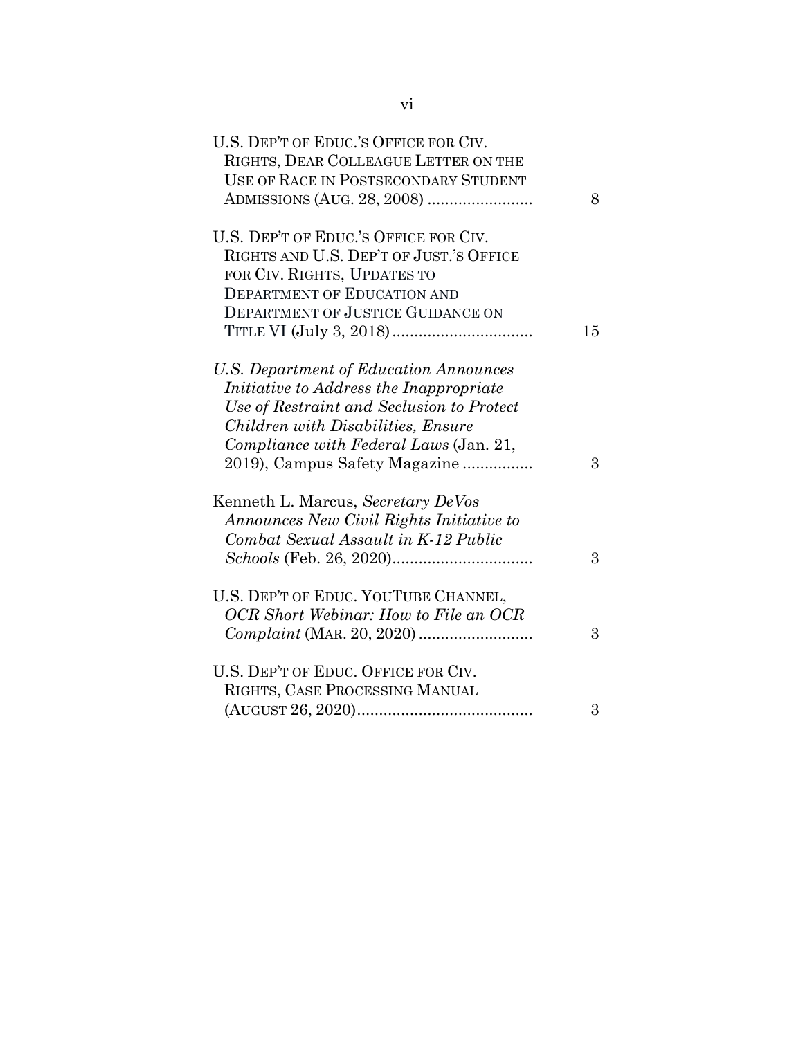U.S. DEP'T OF EDUC.'S OFFICE FOR CIV. RIGHTS, DEAR COLLEAGUE LETTER ON THE USE OF RACE IN POSTSECONDARY STUDENT ADMISSIONS (AUG. 28, 2008) ........................ 8

U.S. DEP'T OF EDUC.'S OFFICE FOR CIV. RIGHTS AND U.S. DEP'T OF JUST.'S OFFICE FOR CIV. RIGHTS, UPDATES TO DEPARTMENT OF EDUCATION AND DEPARTMENT OF JUSTICE GUIDANCE ON TITLE VI (July 3, 2018) ................................ 15

*U.S. Department of Education Announces Initiative to Address the Inappropriate Use of Restraint and Seclusion to Protect Children with Disabilities, Ensure Compliance with Federal Laws* (Jan. 21, 2019), Campus Safety Magazine ................ 3

Kenneth L. Marcus, *Secretary DeVos Announces New Civil Rights Initiative to Combat Sexual Assault in K-12 Public Schools* (Feb. 26, 2020)................................ 3

U.S. DEP'T OF EDUC. YOUTUBE CHANNEL, *OCR Short Webinar: How to File an OCR Complaint* (MAR. 20, 2020) .......................... 3

U.S. DEP'T OF EDUC. OFFICE FOR CIV. RIGHTS, CASE PROCESSING MANUAL (AUGUST 26, 2020)........................................ 3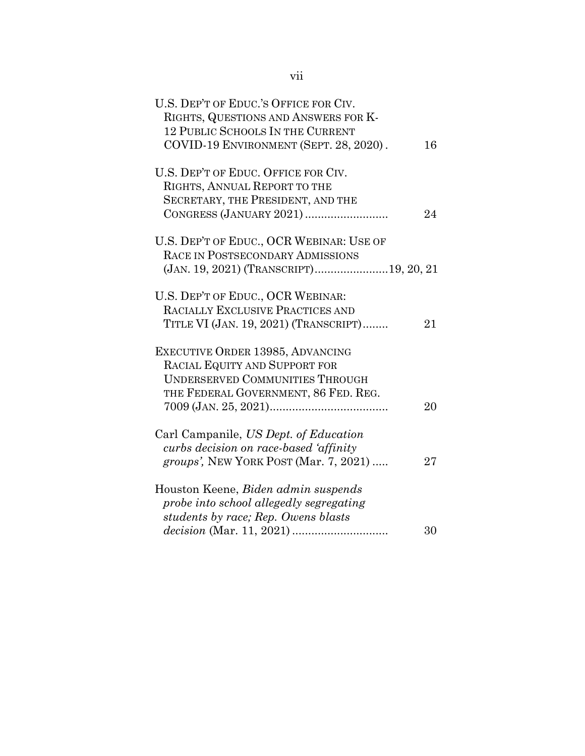U.S. DEP'T OF EDUC.'S OFFICE FOR CIV. RIGHTS, QUESTIONS AND ANSWERS FOR K-12 PUBLIC SCHOOLS IN THE CURRENT COVID-19 ENVIRONMENT (SEPT. 28, 2020) . 16

U.S. DEP'T OF EDUC. OFFICE FOR CIV. RIGHTS, ANNUAL REPORT TO THE SECRETARY, THE PRESIDENT, AND THE CONGRESS (JANUARY 2021) .......................... 24

U.S. DEP'T OF EDUC., OCR WEBINAR: USE OF RACE IN POSTSECONDARY ADMISSIONS (JAN. 19, 2021) (TRANSCRIPT).......................19, 20, 21

U.S. DEP'T OF EDUC., OCR WEBINAR: RACIALLY EXCLUSIVE PRACTICES AND TITLE VI (JAN. 19, 2021) (TRANSCRIPT)........ 21

EXECUTIVE ORDER 13985, ADVANCING RACIAL EQUITY AND SUPPORT FOR UNDERSERVED COMMUNITIES THROUGH THE FEDERAL GOVERNMENT, 86 FED. REG. 7009 (JAN. 25, 2021)..................................... 20

Carl Campanile, *US Dept. of Education curbs decision on race-based 'affinity groups',* NEW YORK POST (Mar. 7, 2021) ..... 27

Houston Keene, *Biden admin suspends probe into school allegedly segregating students by race; Rep. Owens blasts decision* (Mar. 11, 2021) .............................. 30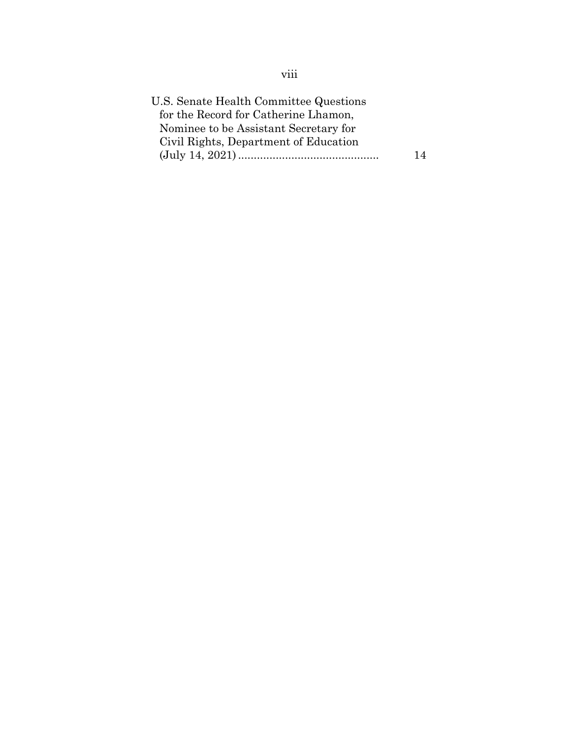U.S. Senate Health Committee Questions for the Record for Catherine Lhamon, Nominee to be Assistant Secretary for Civil Rights, Department of Education (July 14, 2021) ............................................ 14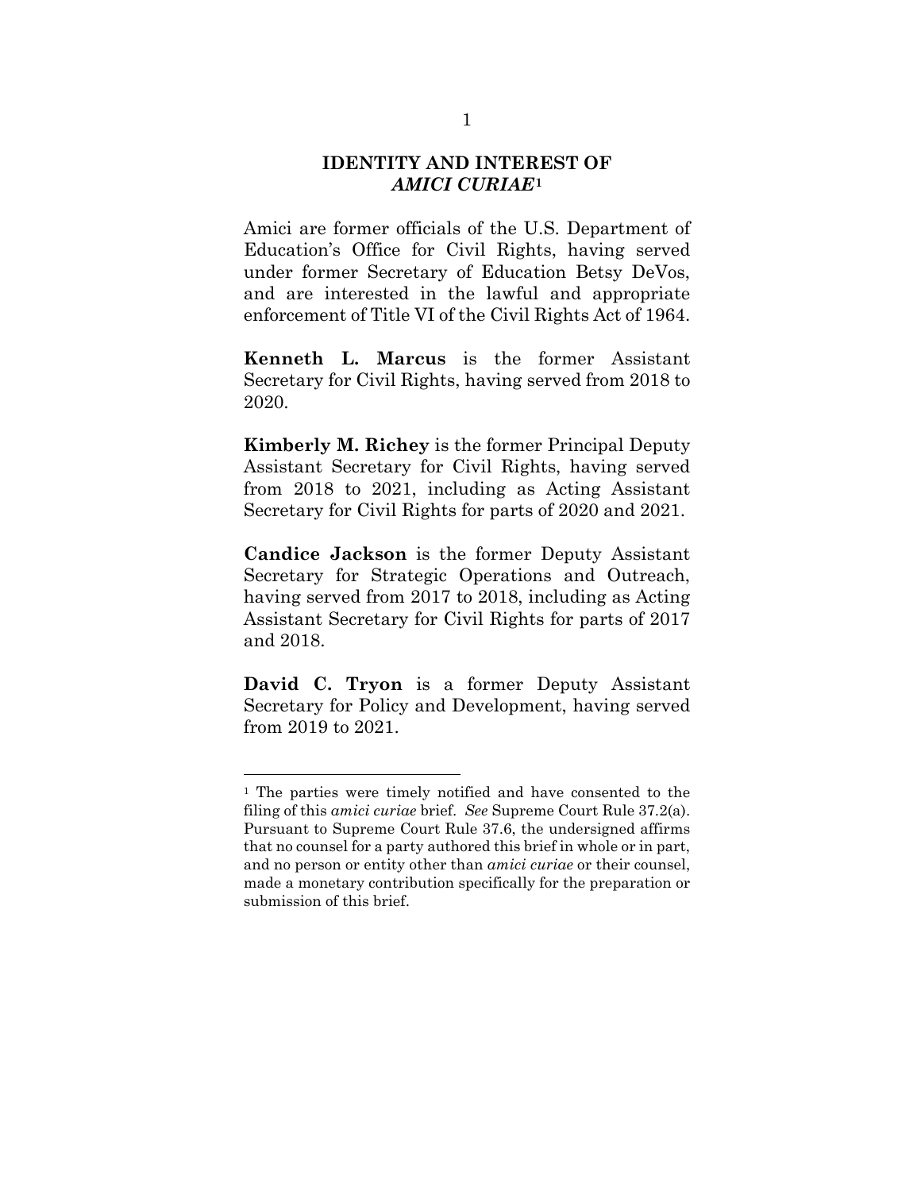## IDENTITY AND INTEREST OF *AMICI CURIAE*[1]

Amici are former officials of the U.S. Department of Education's Office for Civil Rights, having served under former Secretary of Education Betsy DeVos, and are interested in the lawful and appropriate enforcement of Title VI of the Civil Rights Act of 1964.

**Kenneth L. Marcus** is the former Assistant Secretary for Civil Rights, having served from 2018 to 2020.

**Kimberly M. Richey** is the former Principal Deputy Assistant Secretary for Civil Rights, having served from 2018 to 2021, including as Acting Assistant Secretary for Civil Rights for parts of 2020 and 2021.

**Candice Jackson** is the former Deputy Assistant Secretary for Strategic Operations and Outreach, having served from 2017 to 2018, including as Acting Assistant Secretary for Civil Rights for parts of 2017 and 2018.

**David C. Tryon** is a former Deputy Assistant Secretary for Policy and Development, having served from 2019 to 2021.

---

[1] The parties were timely notified and have consented to the filing of this *amici curiae* brief. *See* Supreme Court Rule 37.2(a). Pursuant to Supreme Court Rule 37.6, the undersigned affirms that no counsel for a party authored this brief in whole or in part, and no person or entity other than *amici curiae* or their counsel, made a monetary contribution specifically for the preparation or submission of this brief.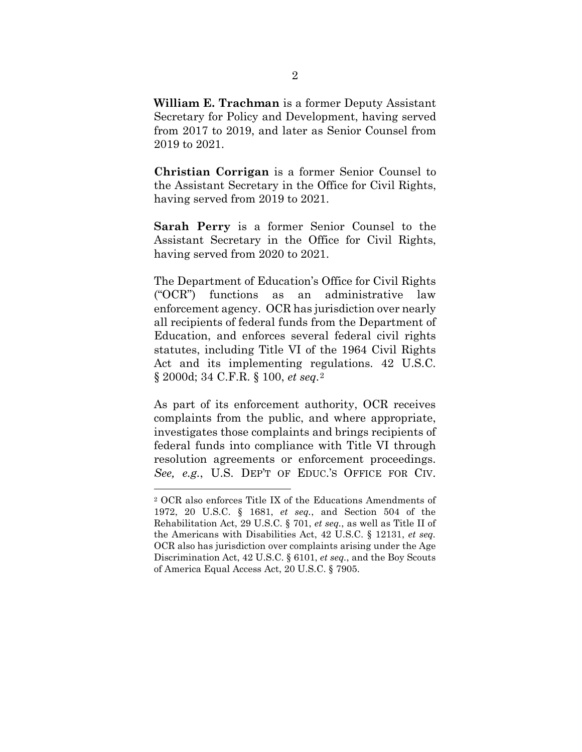**William E. Trachman** is a former Deputy Assistant Secretary for Policy and Development, having served from 2017 to 2019, and later as Senior Counsel from 2019 to 2021.

**Christian Corrigan** is a former Senior Counsel to the Assistant Secretary in the Office for Civil Rights, having served from 2019 to 2021.

**Sarah Perry** is a former Senior Counsel to the Assistant Secretary in the Office for Civil Rights, having served from 2020 to 2021.

The Department of Education's Office for Civil Rights ("OCR") functions as an administrative law enforcement agency. OCR has jurisdiction over nearly all recipients of federal funds from the Department of Education, and enforces several federal civil rights statutes, including Title VI of the 1964 Civil Rights Act and its implementing regulations. 42 U.S.C. § 2000d; 34 C.F.R. § 100, *et seq.*[2]

As part of its enforcement authority, OCR receives complaints from the public, and where appropriate, investigates those complaints and brings recipients of federal funds into compliance with Title VI through resolution agreements or enforcement proceedings. *See, e.g.*, U.S. DEP'T OF EDUC.'S OFFICE FOR CIV.

---

[2] OCR also enforces Title IX of the Educations Amendments of 1972, 20 U.S.C. § 1681, *et seq.*, and Section 504 of the Rehabilitation Act, 29 U.S.C. § 701, *et seq.*, as well as Title II of the Americans with Disabilities Act, 42 U.S.C. § 12131, *et seq.* OCR also has jurisdiction over complaints arising under the Age Discrimination Act, 42 U.S.C. § 6101, *et seq.*, and the Boy Scouts of America Equal Access Act, 20 U.S.C. § 7905.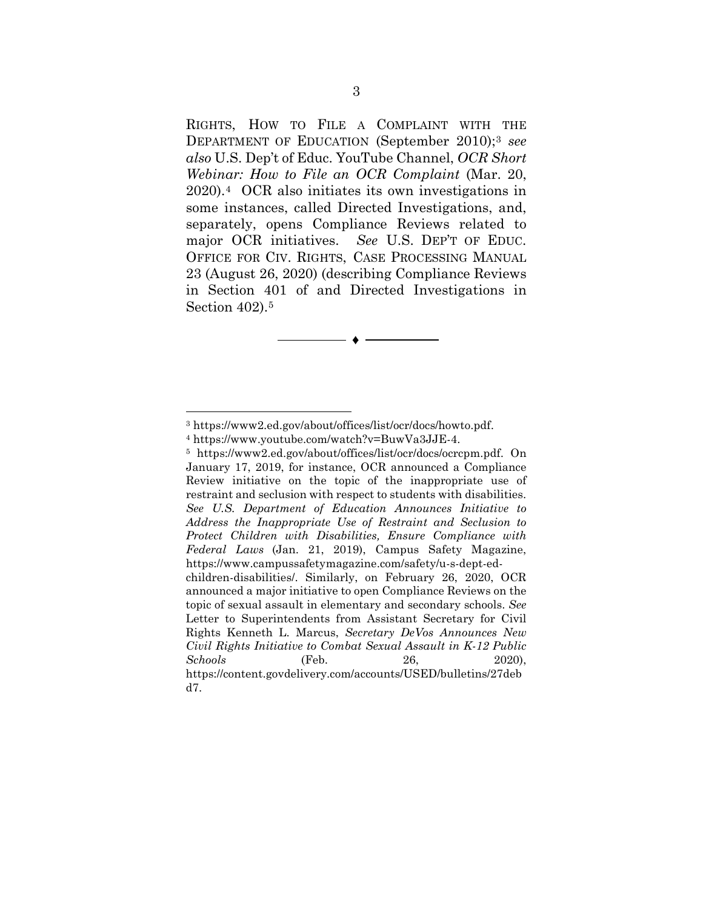RIGHTS, HOW TO FILE A COMPLAINT WITH THE DEPARTMENT OF EDUCATION (September 2010);[3] *see also* U.S. Dep't of Educ. YouTube Channel, *OCR Short Webinar: How to File an OCR Complaint* (Mar. 20, 2020).[4] OCR also initiates its own investigations in some instances, called Directed Investigations, and, separately, opens Compliance Reviews related to major OCR initiatives. *See* U.S. DEP'T OF EDUC. OFFICE FOR CIV. RIGHTS, CASE PROCESSING MANUAL 23 (August 26, 2020) (describing Compliance Reviews in Section 401 of and Directed Investigations in Section 402).[5]

---

[3] https://www2.ed.gov/about/offices/list/ocr/docs/howto.pdf.

[4] https://www.youtube.com/watch?v=BuwVa3JJE-4.

[5] https://www2.ed.gov/about/offices/list/ocr/docs/ocrcpm.pdf. On January 17, 2019, for instance, OCR announced a Compliance Review initiative on the topic of the inappropriate use of restraint and seclusion with respect to students with disabilities. *See U.S. Department of Education Announces Initiative to Address the Inappropriate Use of Restraint and Seclusion to Protect Children with Disabilities, Ensure Compliance with Federal Laws* (Jan. 21, 2019), Campus Safety Magazine, https://www.campussafetymagazine.com/safety/u-s-dept-ed-children-disabilities/. Similarly, on February 26, 2020, OCR announced a major initiative to open Compliance Reviews on the topic of sexual assault in elementary and secondary schools. *See* Letter to Superintendents from Assistant Secretary for Civil Rights Kenneth L. Marcus, *Secretary DeVos Announces New Civil Rights Initiative to Combat Sexual Assault in K-12 Public Schools* (Feb. 26, 2020), https://content.govdelivery.com/accounts/USED/bulletins/27debd7.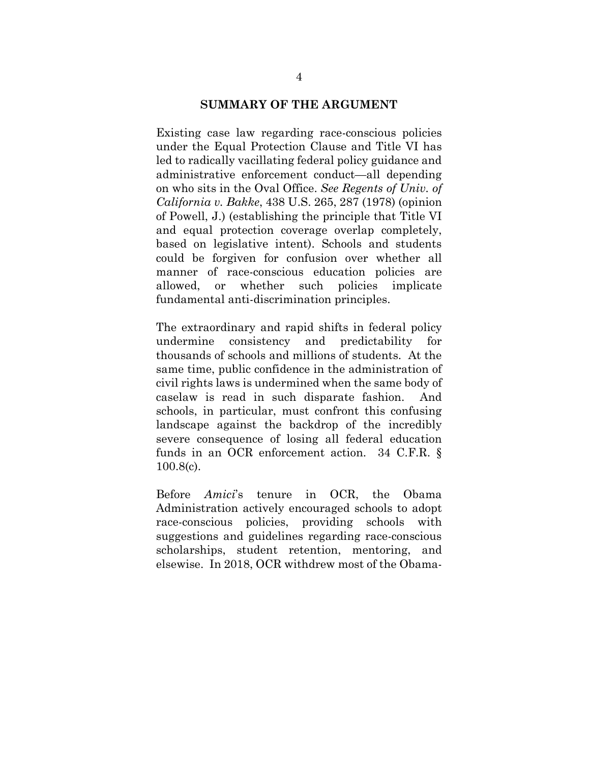## SUMMARY OF THE ARGUMENT

Existing case law regarding race-conscious policies under the Equal Protection Clause and Title VI has led to radically vacillating federal policy guidance and administrative enforcement conduct—all depending on who sits in the Oval Office. *See Regents of Univ. of California v. Bakke*, 438 U.S. 265, 287 (1978) (opinion of Powell, J.) (establishing the principle that Title VI and equal protection coverage overlap completely, based on legislative intent). Schools and students could be forgiven for confusion over whether all manner of race-conscious education policies are allowed, or whether such policies implicate fundamental anti-discrimination principles.

The extraordinary and rapid shifts in federal policy undermine consistency and predictability for thousands of schools and millions of students. At the same time, public confidence in the administration of civil rights laws is undermined when the same body of caselaw is read in such disparate fashion. And schools, in particular, must confront this confusing landscape against the backdrop of the incredibly severe consequence of losing all federal education funds in an OCR enforcement action. 34 C.F.R. § 100.8(c).

Before *Amici*'s tenure in OCR, the Obama Administration actively encouraged schools to adopt race-conscious policies, providing schools with suggestions and guidelines regarding race-conscious scholarships, student retention, mentoring, and elsewise. In 2018, OCR withdrew most of the Obama-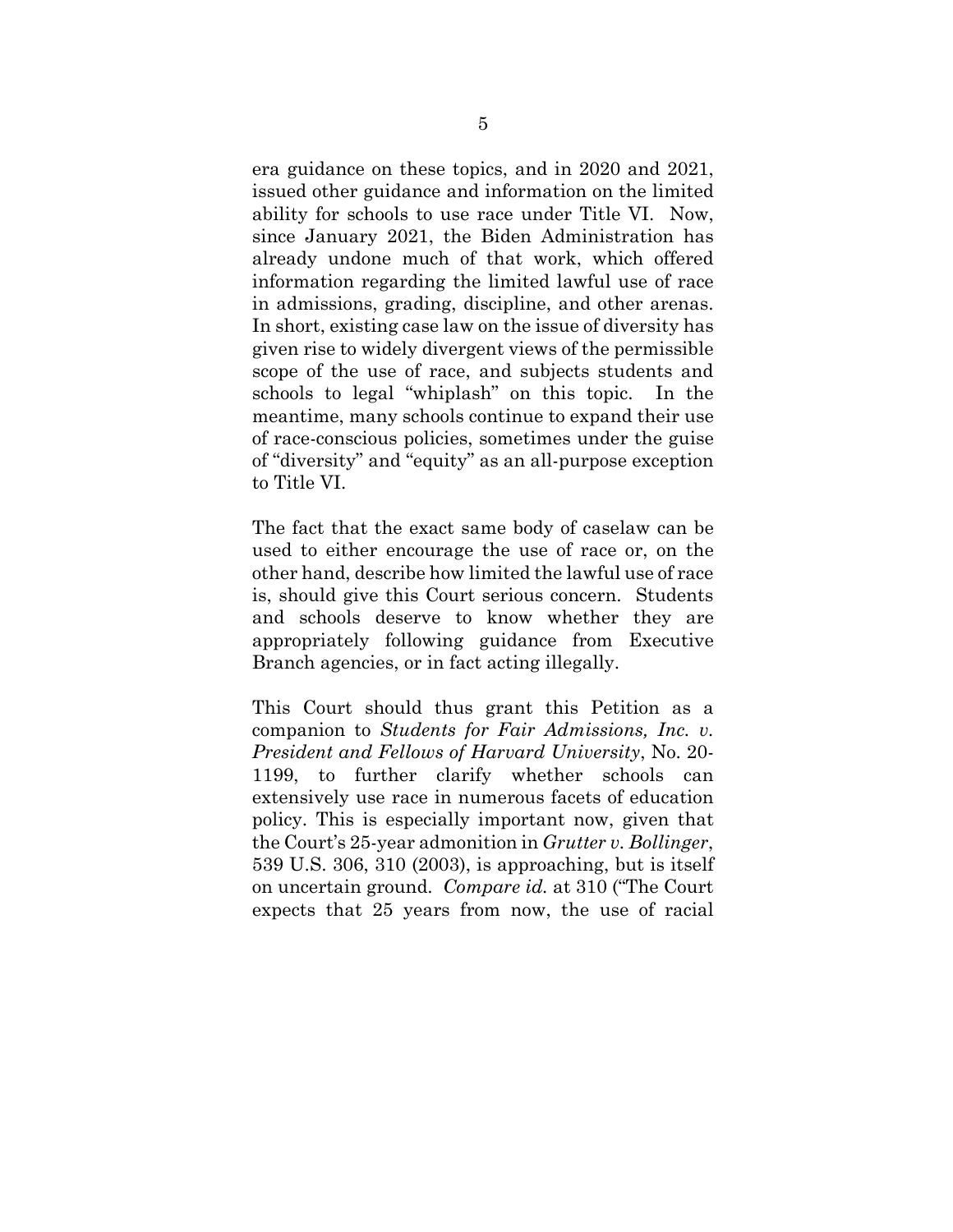era guidance on these topics, and in 2020 and 2021, issued other guidance and information on the limited ability for schools to use race under Title VI. Now, since January 2021, the Biden Administration has already undone much of that work, which offered information regarding the limited lawful use of race in admissions, grading, discipline, and other arenas. In short, existing case law on the issue of diversity has given rise to widely divergent views of the permissible scope of the use of race, and subjects students and schools to legal "whiplash" on this topic. In the meantime, many schools continue to expand their use of race-conscious policies, sometimes under the guise of "diversity" and "equity" as an all-purpose exception to Title VI.

The fact that the exact same body of caselaw can be used to either encourage the use of race or, on the other hand, describe how limited the lawful use of race is, should give this Court serious concern. Students and schools deserve to know whether they are appropriately following guidance from Executive Branch agencies, or in fact acting illegally.

This Court should thus grant this Petition as a companion to *Students for Fair Admissions, Inc. v. President and Fellows of Harvard University*, No. 20-1199, to further clarify whether schools can extensively use race in numerous facets of education policy. This is especially important now, given that the Court's 25-year admonition in *Grutter v. Bollinger*, 539 U.S. 306, 310 (2003), is approaching, but is itself on uncertain ground. *Compare id.* at 310 ("The Court expects that 25 years from now, the use of racial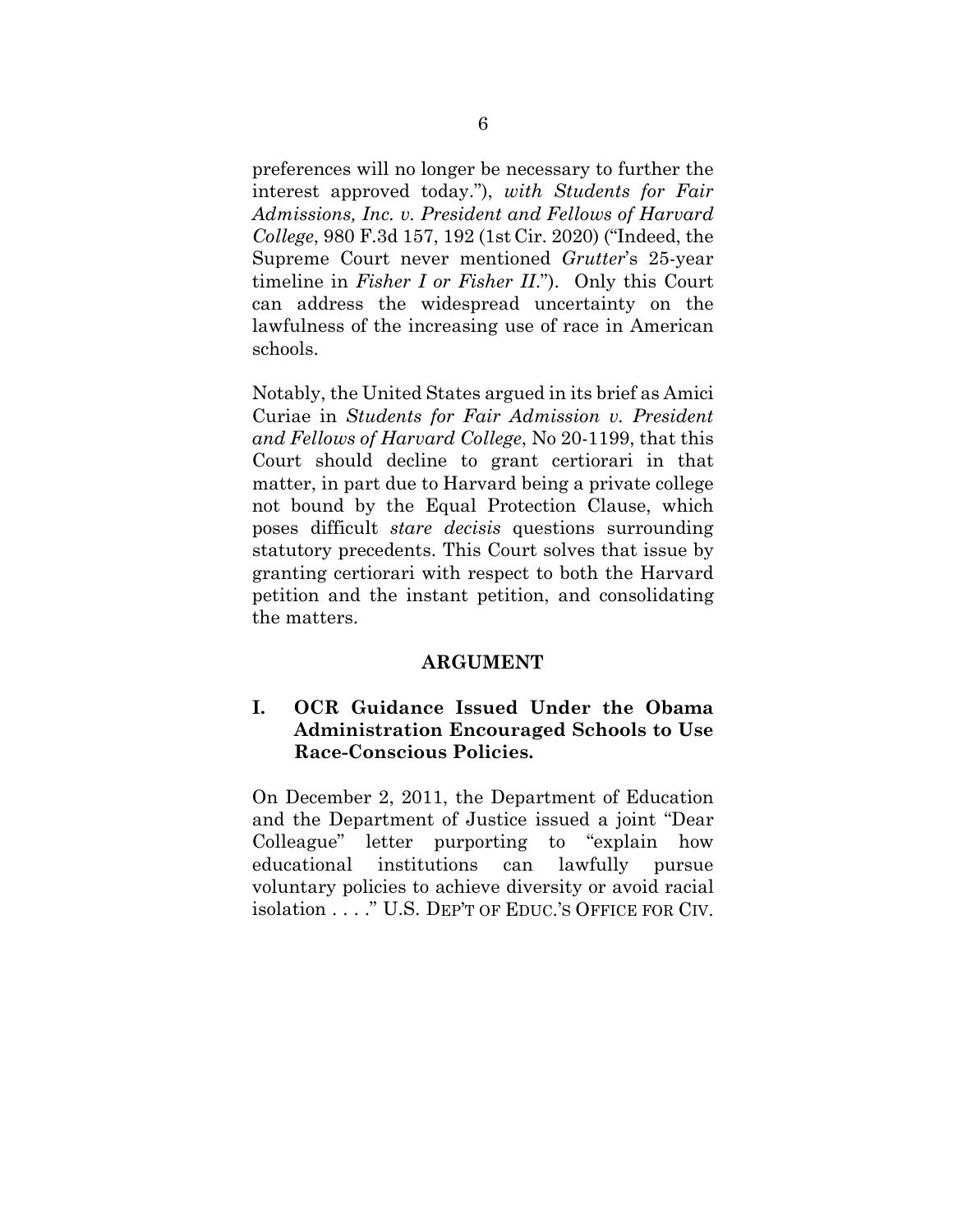preferences will no longer be necessary to further the interest approved today."), *with Students for Fair Admissions, Inc. v. President and Fellows of Harvard College*, 980 F.3d 157, 192 (1st Cir. 2020) ("Indeed, the Supreme Court never mentioned *Grutter*'s 25-year timeline in *Fisher I or Fisher II*."). Only this Court can address the widespread uncertainty on the lawfulness of the increasing use of race in American schools.

Notably, the United States argued in its brief as Amici Curiae in *Students for Fair Admission v. President and Fellows of Harvard College*, No 20-1199, that this Court should decline to grant certiorari in that matter, in part due to Harvard being a private college not bound by the Equal Protection Clause, which poses difficult *stare decisis* questions surrounding statutory precedents. This Court solves that issue by granting certiorari with respect to both the Harvard petition and the instant petition, and consolidating the matters.

## ARGUMENT

### I. OCR Guidance Issued Under the Obama Administration Encouraged Schools to Use Race-Conscious Policies.

On December 2, 2011, the Department of Education and the Department of Justice issued a joint "Dear Colleague" letter purporting to "explain how educational institutions can lawfully pursue voluntary policies to achieve diversity or avoid racial isolation . . . ." U.S. DEP'T OF EDUC.'S OFFICE FOR CIV.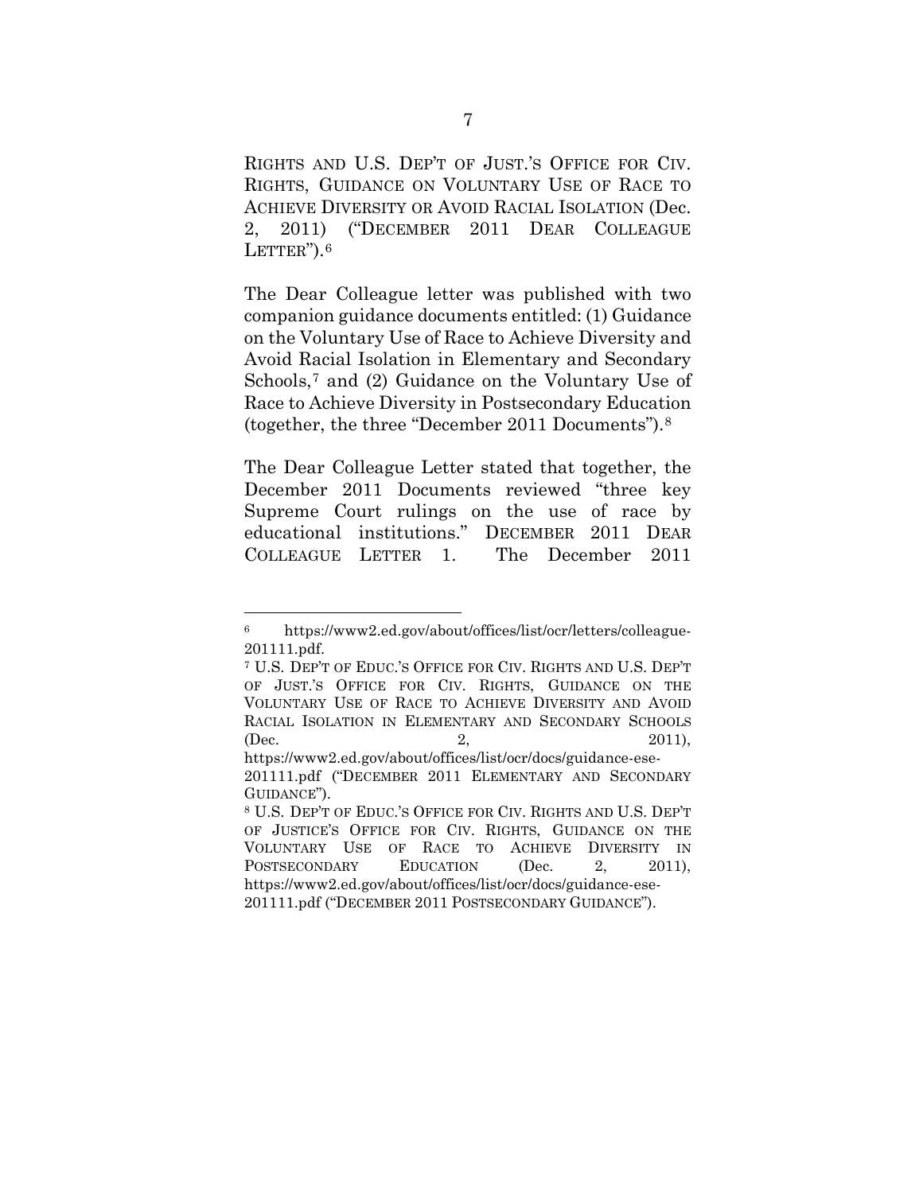RIGHTS AND U.S. DEP'T OF JUST.'S OFFICE FOR CIV. RIGHTS, GUIDANCE ON VOLUNTARY USE OF RACE TO ACHIEVE DIVERSITY OR AVOID RACIAL ISOLATION (Dec. 2, 2011) ("DECEMBER 2011 DEAR COLLEAGUE LETTER").[6]

The Dear Colleague letter was published with two companion guidance documents entitled: (1) Guidance on the Voluntary Use of Race to Achieve Diversity and Avoid Racial Isolation in Elementary and Secondary Schools,[7] and (2) Guidance on the Voluntary Use of Race to Achieve Diversity in Postsecondary Education (together, the three "December 2011 Documents").[8]

The Dear Colleague Letter stated that together, the December 2011 Documents reviewed "three key Supreme Court rulings on the use of race by educational institutions." DECEMBER 2011 DEAR COLLEAGUE LETTER 1. The December 2011

---

[6] https://www2.ed.gov/about/offices/list/ocr/letters/colleague-201111.pdf.

[7] U.S. DEP'T OF EDUC.'S OFFICE FOR CIV. RIGHTS AND U.S. DEP'T OF JUST.'S OFFICE FOR CIV. RIGHTS, GUIDANCE ON THE VOLUNTARY USE OF RACE TO ACHIEVE DIVERSITY AND AVOID RACIAL ISOLATION IN ELEMENTARY AND SECONDARY SCHOOLS (Dec. 2, 2011), https://www2.ed.gov/about/offices/list/ocr/docs/guidance-ese-201111.pdf ("DECEMBER 2011 ELEMENTARY AND SECONDARY GUIDANCE").

[8] U.S. DEP'T OF EDUC.'S OFFICE FOR CIV. RIGHTS AND U.S. DEP'T OF JUSTICE'S OFFICE FOR CIV. RIGHTS, GUIDANCE ON THE VOLUNTARY USE OF RACE TO ACHIEVE DIVERSITY IN POSTSECONDARY EDUCATION (Dec. 2, 2011), https://www2.ed.gov/about/offices/list/ocr/docs/guidance-ese-201111.pdf ("DECEMBER 2011 POSTSECONDARY GUIDANCE").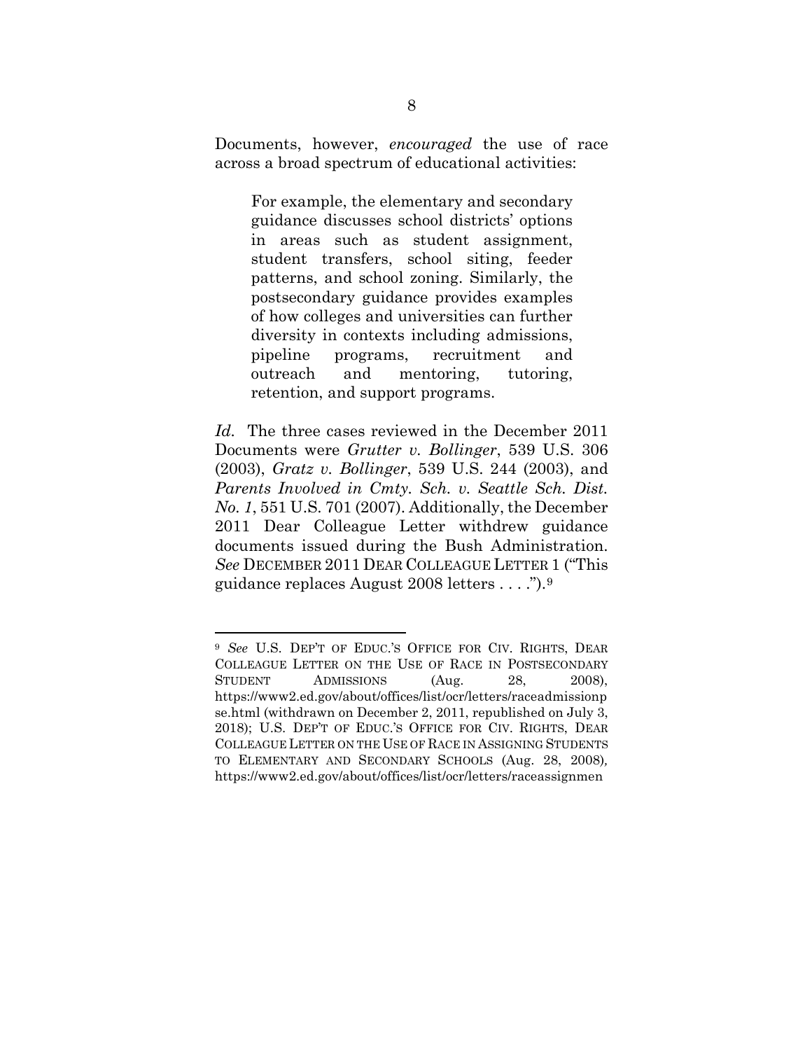Documents, however, *encouraged* the use of race across a broad spectrum of educational activities:

> For example, the elementary and secondary guidance discusses school districts' options in areas such as student assignment, student transfers, school siting, feeder patterns, and school zoning. Similarly, the postsecondary guidance provides examples of how colleges and universities can further diversity in contexts including admissions, pipeline programs, recruitment and outreach and mentoring, tutoring, retention, and support programs.

*Id.* The three cases reviewed in the December 2011 Documents were *Grutter v. Bollinger*, 539 U.S. 306 (2003), *Gratz v. Bollinger*, 539 U.S. 244 (2003), and *Parents Involved in Cmty. Sch. v. Seattle Sch. Dist. No. 1*, 551 U.S. 701 (2007). Additionally, the December 2011 Dear Colleague Letter withdrew guidance documents issued during the Bush Administration. *See* DECEMBER 2011 DEAR COLLEAGUE LETTER 1 ("This guidance replaces August 2008 letters . . . .").[9]

---

[9] *See* U.S. DEP'T OF EDUC.'S OFFICE FOR CIV. RIGHTS, DEAR COLLEAGUE LETTER ON THE USE OF RACE IN POSTSECONDARY STUDENT ADMISSIONS (Aug. 28, 2008), https://www2.ed.gov/about/offices/list/ocr/letters/raceadmissionpse.html (withdrawn on December 2, 2011, republished on July 3, 2018); U.S. DEP'T OF EDUC.'S OFFICE FOR CIV. RIGHTS, DEAR COLLEAGUE LETTER ON THE USE OF RACE IN ASSIGNING STUDENTS TO ELEMENTARY AND SECONDARY SCHOOLS (Aug. 28, 2008), https://www2.ed.gov/about/offices/list/ocr/letters/raceassignmen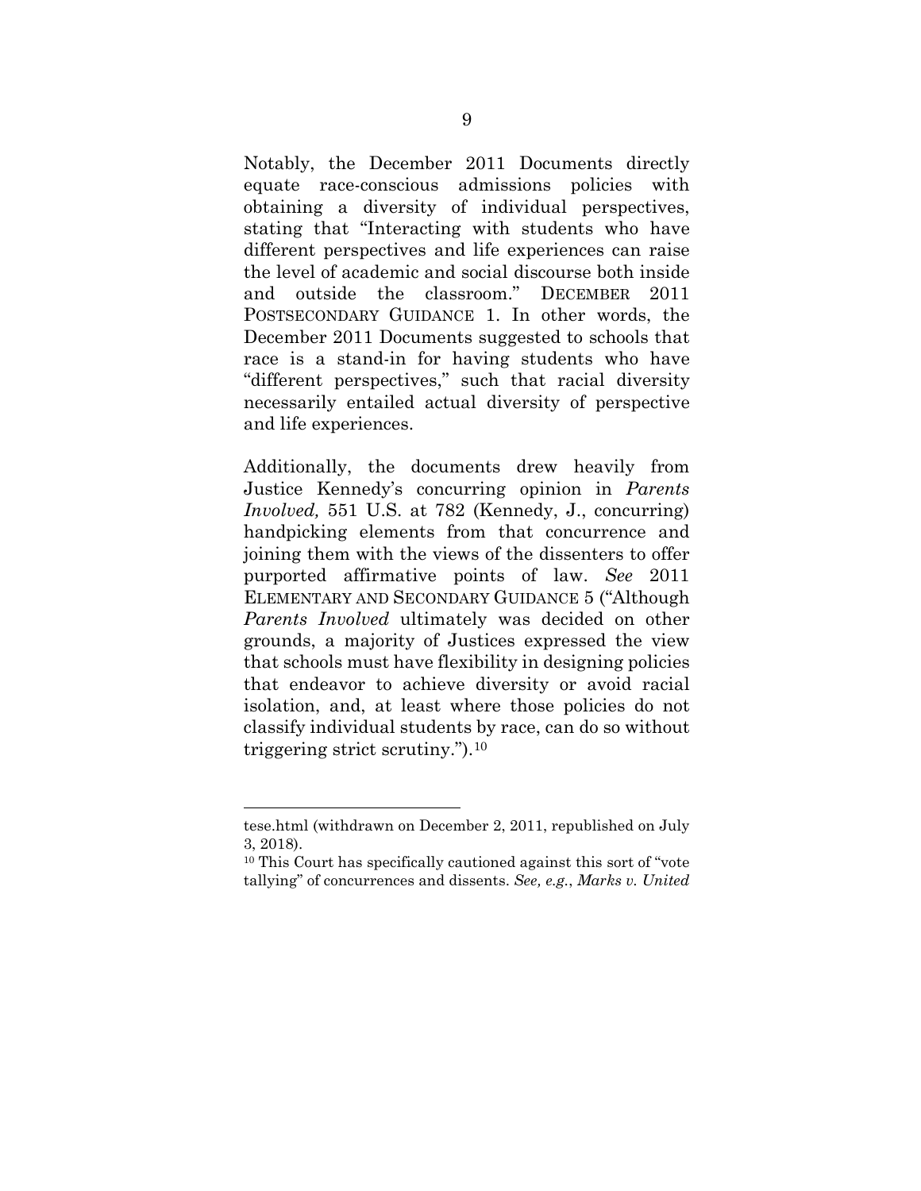Notably, the December 2011 Documents directly equate race-conscious admissions policies with obtaining a diversity of individual perspectives, stating that "Interacting with students who have different perspectives and life experiences can raise the level of academic and social discourse both inside and outside the classroom." DECEMBER 2011 POSTSECONDARY GUIDANCE 1. In other words, the December 2011 Documents suggested to schools that race is a stand-in for having students who have "different perspectives," such that racial diversity necessarily entailed actual diversity of perspective and life experiences.

Additionally, the documents drew heavily from Justice Kennedy's concurring opinion in *Parents Involved,* 551 U.S. at 782 (Kennedy, J., concurring) handpicking elements from that concurrence and joining them with the views of the dissenters to offer purported affirmative points of law. *See* 2011 ELEMENTARY AND SECONDARY GUIDANCE 5 ("Although *Parents Involved* ultimately was decided on other grounds, a majority of Justices expressed the view that schools must have flexibility in designing policies that endeavor to achieve diversity or avoid racial isolation, and, at least where those policies do not classify individual students by race, can do so without triggering strict scrutiny.").[10]

---

tese.html (withdrawn on December 2, 2011, republished on July 3, 2018).

[10] This Court has specifically cautioned against this sort of "vote tallying" of concurrences and dissents. *See, e.g.*, *Marks v. United*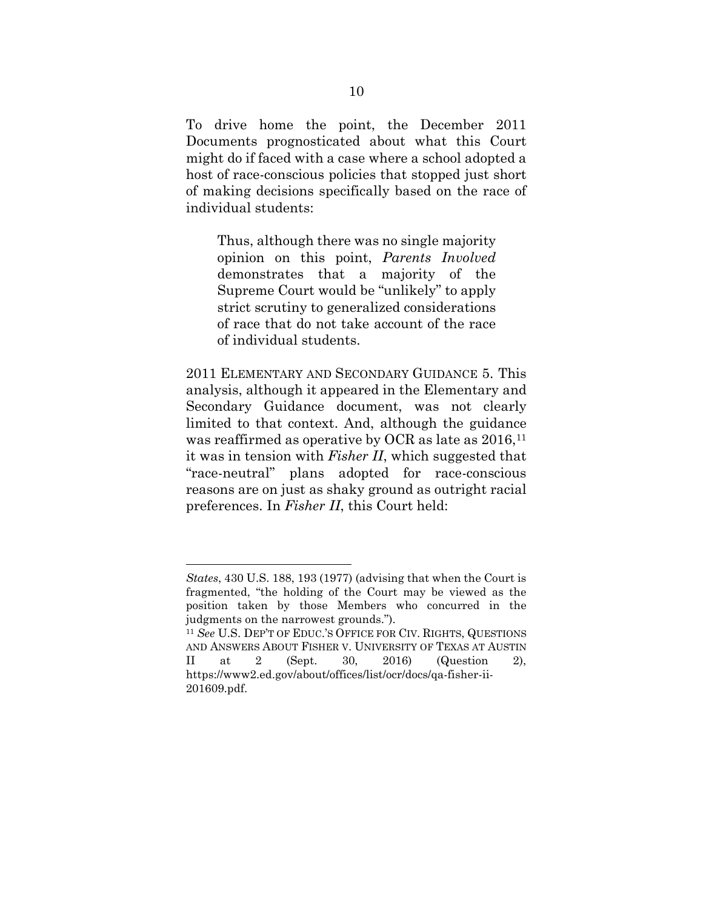To drive home the point, the December 2011 Documents prognosticated about what this Court might do if faced with a case where a school adopted a host of race-conscious policies that stopped just short of making decisions specifically based on the race of individual students:

> Thus, although there was no single majority opinion on this point, *Parents Involved* demonstrates that a majority of the Supreme Court would be "unlikely" to apply strict scrutiny to generalized considerations of race that do not take account of the race of individual students.

2011 ELEMENTARY AND SECONDARY GUIDANCE 5. This analysis, although it appeared in the Elementary and Secondary Guidance document, was not clearly limited to that context. And, although the guidance was reaffirmed as operative by OCR as late as 2016,[11] it was in tension with *Fisher II*, which suggested that "race-neutral" plans adopted for race-conscious reasons are on just as shaky ground as outright racial preferences. In *Fisher II*, this Court held:

---

*States*, 430 U.S. 188, 193 (1977) (advising that when the Court is fragmented, "the holding of the Court may be viewed as the position taken by those Members who concurred in the judgments on the narrowest grounds.").

[11] *See* U.S. DEP'T OF EDUC.'S OFFICE FOR CIV. RIGHTS, QUESTIONS AND ANSWERS ABOUT FISHER V. UNIVERSITY OF TEXAS AT AUSTIN II at 2 (Sept. 30, 2016) (Question 2), https://www2.ed.gov/about/offices/list/ocr/docs/qa-fisher-ii-201609.pdf.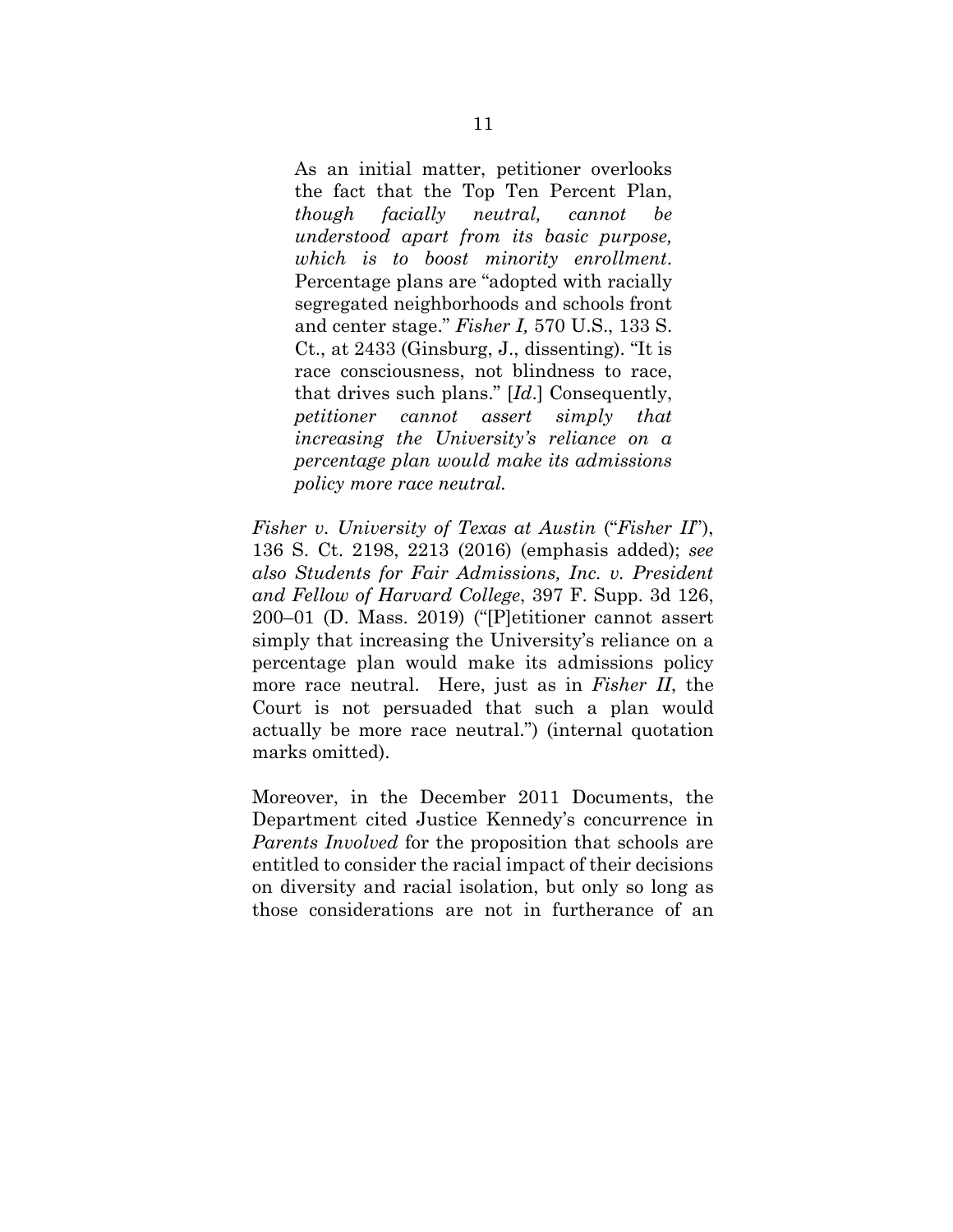> As an initial matter, petitioner overlooks the fact that the Top Ten Percent Plan, *though facially neutral, cannot be understood apart from its basic purpose, which is to boost minority enrollment*. Percentage plans are "adopted with racially segregated neighborhoods and schools front and center stage." *Fisher I,* 570 U.S., 133 S. Ct., at 2433 (Ginsburg, J., dissenting). "It is race consciousness, not blindness to race, that drives such plans." [*Id*.] Consequently, *petitioner cannot assert simply that increasing the University's reliance on a percentage plan would make its admissions policy more race neutral.*

*Fisher v. University of Texas at Austin* ("*Fisher II*"), 136 S. Ct. 2198, 2213 (2016) (emphasis added); *see also Students for Fair Admissions, Inc. v. President and Fellow of Harvard College*, 397 F. Supp. 3d 126, 200–01 (D. Mass. 2019) ("[P]etitioner cannot assert simply that increasing the University's reliance on a percentage plan would make its admissions policy more race neutral. Here, just as in *Fisher II*, the Court is not persuaded that such a plan would actually be more race neutral.") (internal quotation marks omitted).

Moreover, in the December 2011 Documents, the Department cited Justice Kennedy's concurrence in *Parents Involved* for the proposition that schools are entitled to consider the racial impact of their decisions on diversity and racial isolation, but only so long as those considerations are not in furtherance of an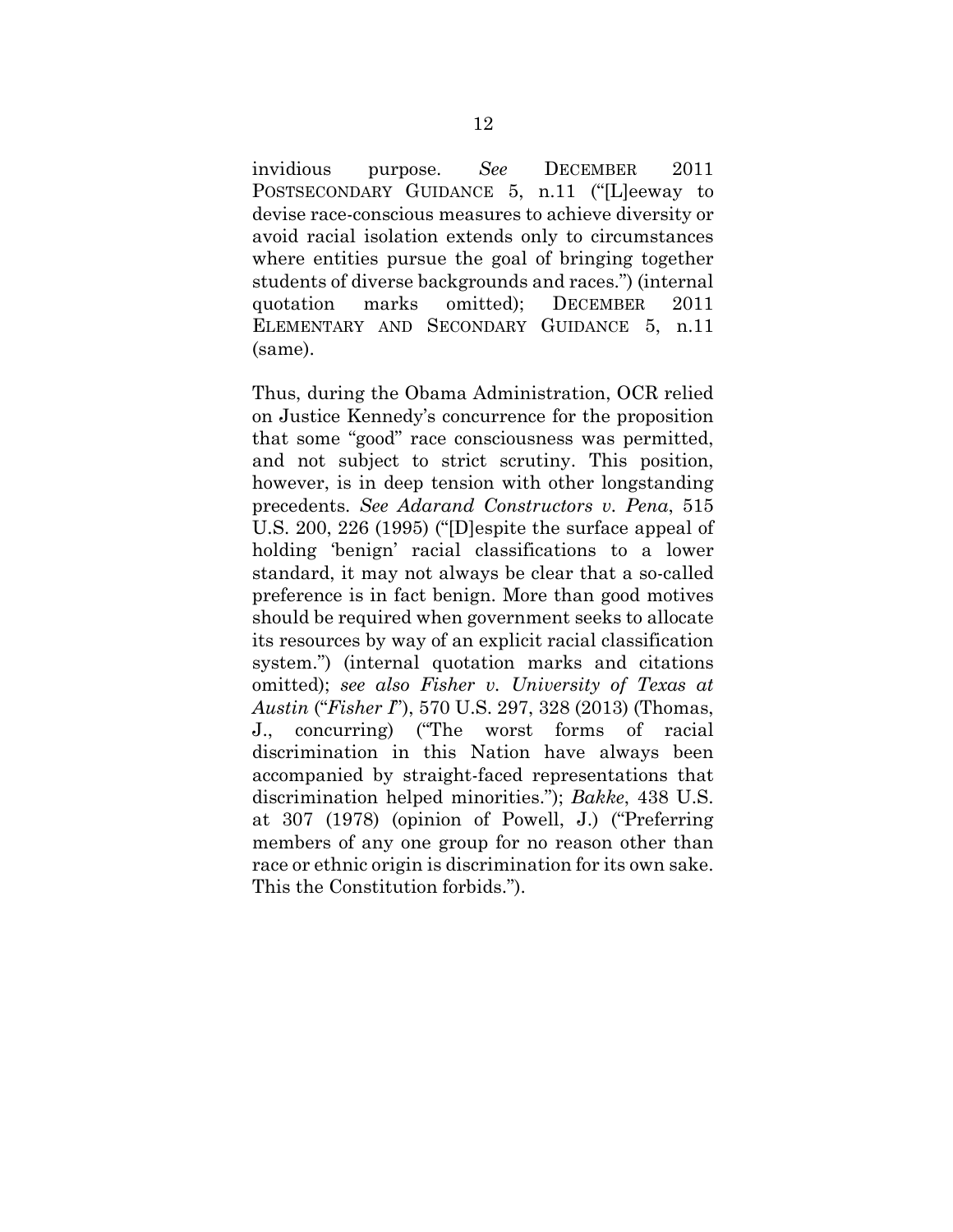invidious purpose. *See* DECEMBER 2011 POSTSECONDARY GUIDANCE 5, n.11 ("[L]eeway to devise race-conscious measures to achieve diversity or avoid racial isolation extends only to circumstances where entities pursue the goal of bringing together students of diverse backgrounds and races.") (internal quotation marks omitted); DECEMBER 2011 ELEMENTARY AND SECONDARY GUIDANCE 5, n.11 (same).

Thus, during the Obama Administration, OCR relied on Justice Kennedy's concurrence for the proposition that some "good" race consciousness was permitted, and not subject to strict scrutiny. This position, however, is in deep tension with other longstanding precedents. *See Adarand Constructors v. Pena*, 515 U.S. 200, 226 (1995) ("[D]espite the surface appeal of holding 'benign' racial classifications to a lower standard, it may not always be clear that a so-called preference is in fact benign. More than good motives should be required when government seeks to allocate its resources by way of an explicit racial classification system.") (internal quotation marks and citations omitted); *see also Fisher v. University of Texas at Austin* ("*Fisher I*"), 570 U.S. 297, 328 (2013) (Thomas, J., concurring) ("The worst forms of racial discrimination in this Nation have always been accompanied by straight-faced representations that discrimination helped minorities."); *Bakke*, 438 U.S. at 307 (1978) (opinion of Powell, J.) ("Preferring members of any one group for no reason other than race or ethnic origin is discrimination for its own sake. This the Constitution forbids.").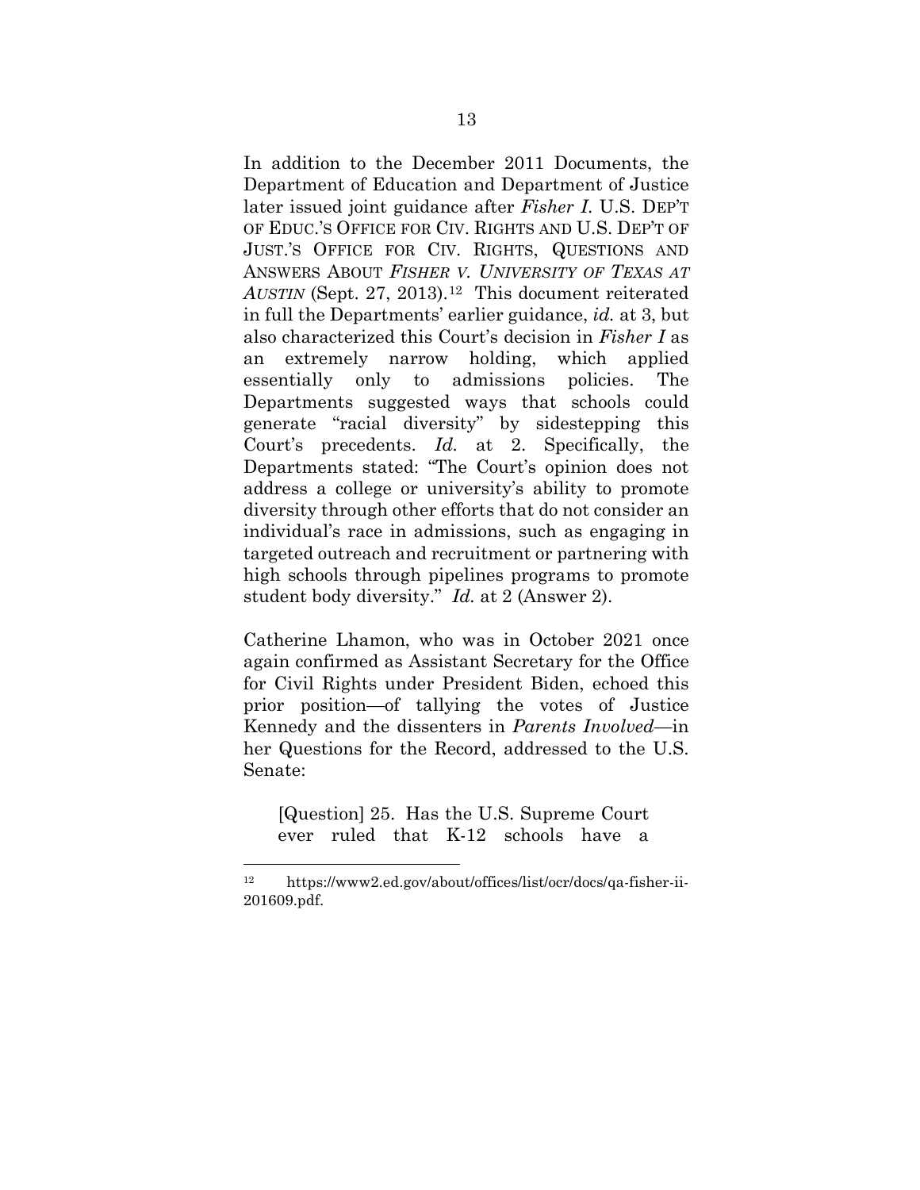In addition to the December 2011 Documents, the Department of Education and Department of Justice later issued joint guidance after *Fisher I*. U.S. DEP'T OF EDUC.'S OFFICE FOR CIV. RIGHTS AND U.S. DEP'T OF JUST.'S OFFICE FOR CIV. RIGHTS, QUESTIONS AND ANSWERS ABOUT *FISHER V. UNIVERSITY OF TEXAS AT AUSTIN* (Sept. 27, 2013).[12] This document reiterated in full the Departments' earlier guidance, *id.* at 3, but also characterized this Court's decision in *Fisher I* as an extremely narrow holding, which applied essentially only to admissions policies. The Departments suggested ways that schools could generate "racial diversity" by sidestepping this Court's precedents. *Id.* at 2. Specifically, the Departments stated: "The Court's opinion does not address a college or university's ability to promote diversity through other efforts that do not consider an individual's race in admissions, such as engaging in targeted outreach and recruitment or partnering with high schools through pipelines programs to promote student body diversity." *Id.* at 2 (Answer 2).

Catherine Lhamon, who was in October 2021 once again confirmed as Assistant Secretary for the Office for Civil Rights under President Biden, echoed this prior position—of tallying the votes of Justice Kennedy and the dissenters in *Parents Involved*—in her Questions for the Record, addressed to the U.S. Senate:

> [Question] 25. Has the U.S. Supreme Court ever ruled that K-12 schools have a

---

[12] https://www2.ed.gov/about/offices/list/ocr/docs/qa-fisher-ii-201609.pdf.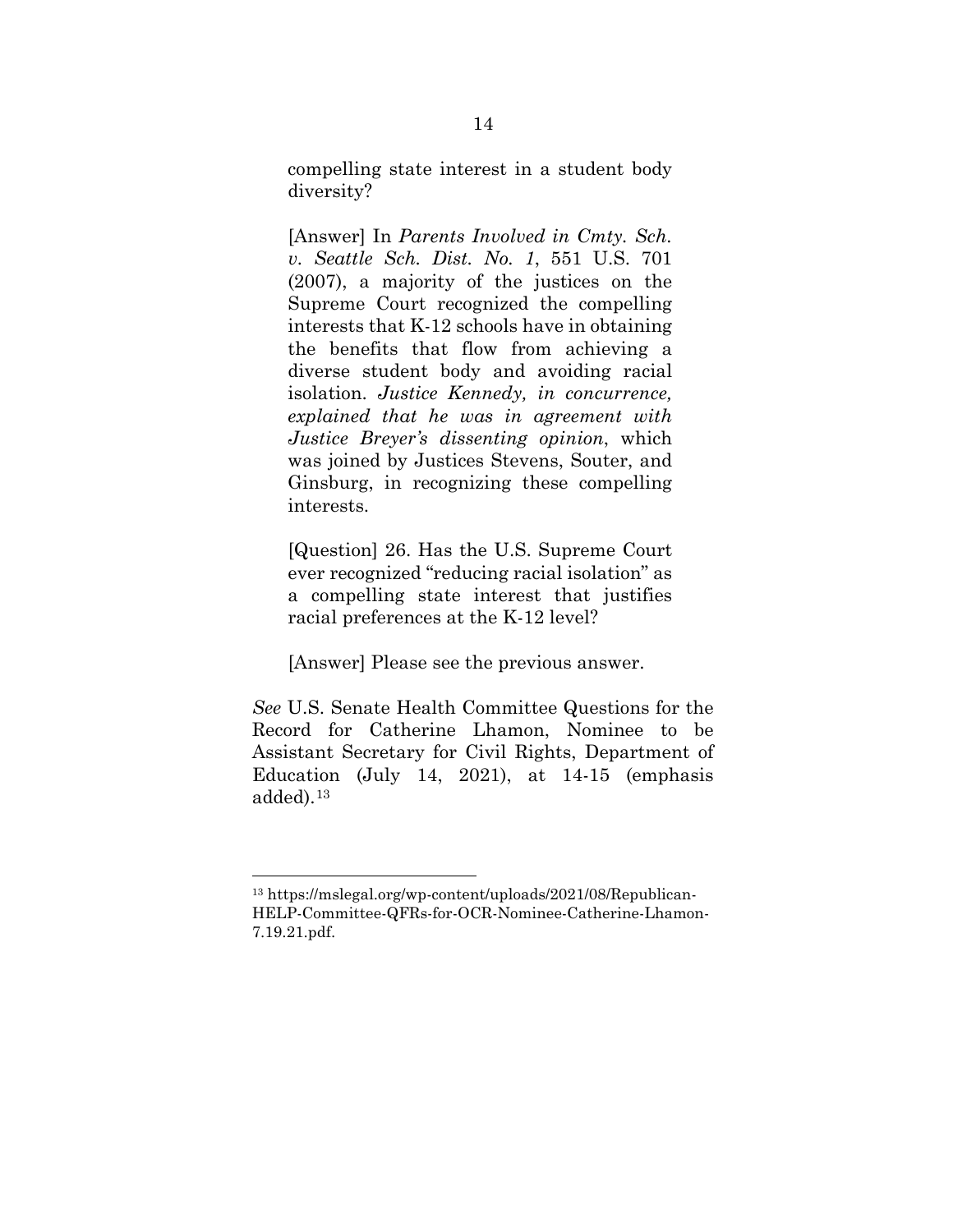> compelling state interest in a student body diversity?
>
> [Answer] In *Parents Involved in Cmty. Sch. v. Seattle Sch. Dist. No. 1*, 551 U.S. 701 (2007), a majority of the justices on the Supreme Court recognized the compelling interests that K-12 schools have in obtaining the benefits that flow from achieving a diverse student body and avoiding racial isolation. *Justice Kennedy, in concurrence, explained that he was in agreement with Justice Breyer's dissenting opinion*, which was joined by Justices Stevens, Souter, and Ginsburg, in recognizing these compelling interests.
>
> [Question] 26. Has the U.S. Supreme Court ever recognized "reducing racial isolation" as a compelling state interest that justifies racial preferences at the K-12 level?
>
> [Answer] Please see the previous answer.

*See* U.S. Senate Health Committee Questions for the Record for Catherine Lhamon, Nominee to be Assistant Secretary for Civil Rights, Department of Education (July 14, 2021), at 14-15 (emphasis added).[13]

---

[13] https://mslegal.org/wp-content/uploads/2021/08/Republican-HELP-Committee-QFRs-for-OCR-Nominee-Catherine-Lhamon-7.19.21.pdf.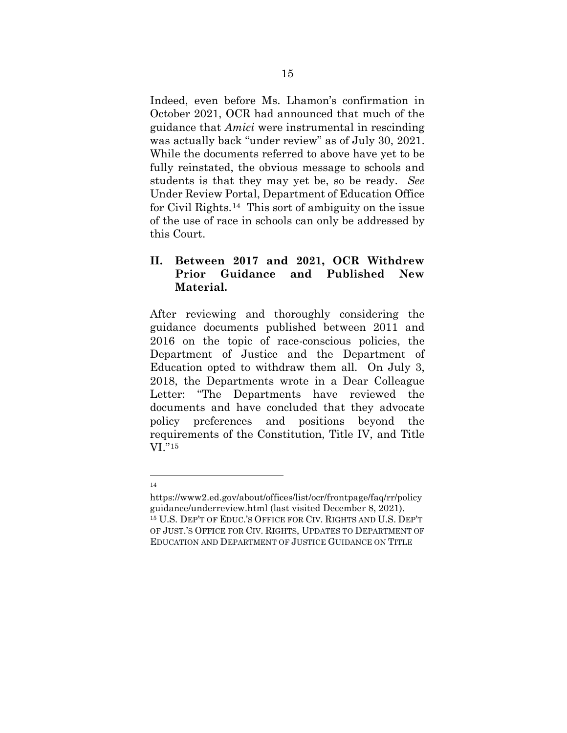Indeed, even before Ms. Lhamon's confirmation in October 2021, OCR had announced that much of the guidance that *Amici* were instrumental in rescinding was actually back "under review" as of July 30, 2021. While the documents referred to above have yet to be fully reinstated, the obvious message to schools and students is that they may yet be, so be ready. *See* Under Review Portal, Department of Education Office for Civil Rights.[14] This sort of ambiguity on the issue of the use of race in schools can only be addressed by this Court.

## II. Between 2017 and 2021, OCR Withdrew Prior Guidance and Published New Material.

After reviewing and thoroughly considering the guidance documents published between 2011 and 2016 on the topic of race-conscious policies, the Department of Justice and the Department of Education opted to withdraw them all. On July 3, 2018, the Departments wrote in a Dear Colleague Letter: "The Departments have reviewed the documents and have concluded that they advocate policy preferences and positions beyond the requirements of the Constitution, Title IV, and Title VI."[15]

---

[14] https://www2.ed.gov/about/offices/list/ocr/frontpage/faq/rr/policyguidance/underreview.html (last visited December 8, 2021).

[15] U.S. DEP'T OF EDUC.'S OFFICE FOR CIV. RIGHTS AND U.S. DEP'T OF JUST.'S OFFICE FOR CIV. RIGHTS, UPDATES TO DEPARTMENT OF EDUCATION AND DEPARTMENT OF JUSTICE GUIDANCE ON TITLE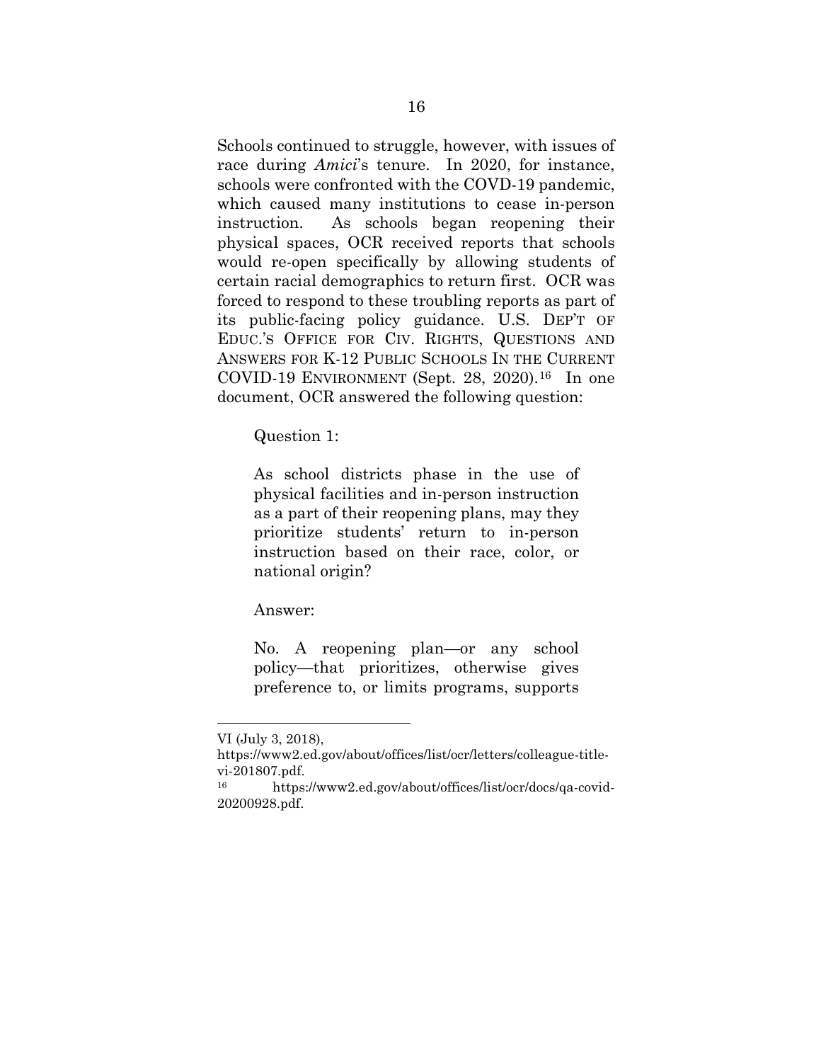Schools continued to struggle, however, with issues of race during *Amici*'s tenure. In 2020, for instance, schools were confronted with the COVD-19 pandemic, which caused many institutions to cease in-person instruction. As schools began reopening their physical spaces, OCR received reports that schools would re-open specifically by allowing students of certain racial demographics to return first. OCR was forced to respond to these troubling reports as part of its public-facing policy guidance. U.S. DEP'T OF EDUC.'S OFFICE FOR CIV. RIGHTS, QUESTIONS AND ANSWERS FOR K-12 PUBLIC SCHOOLS IN THE CURRENT COVID-19 ENVIRONMENT (Sept. 28, 2020).[16] In one document, OCR answered the following question:

> Question 1:
>
> As school districts phase in the use of physical facilities and in-person instruction as a part of their reopening plans, may they prioritize students' return to in-person instruction based on their race, color, or national origin?
>
> Answer:
>
> No. A reopening plan—or any school policy—that prioritizes, otherwise gives preference to, or limits programs, supports

---

VI (July 3, 2018), https://www2.ed.gov/about/offices/list/ocr/letters/colleague-title-vi-201807.pdf.

[16] https://www2.ed.gov/about/offices/list/ocr/docs/qa-covid-20200928.pdf.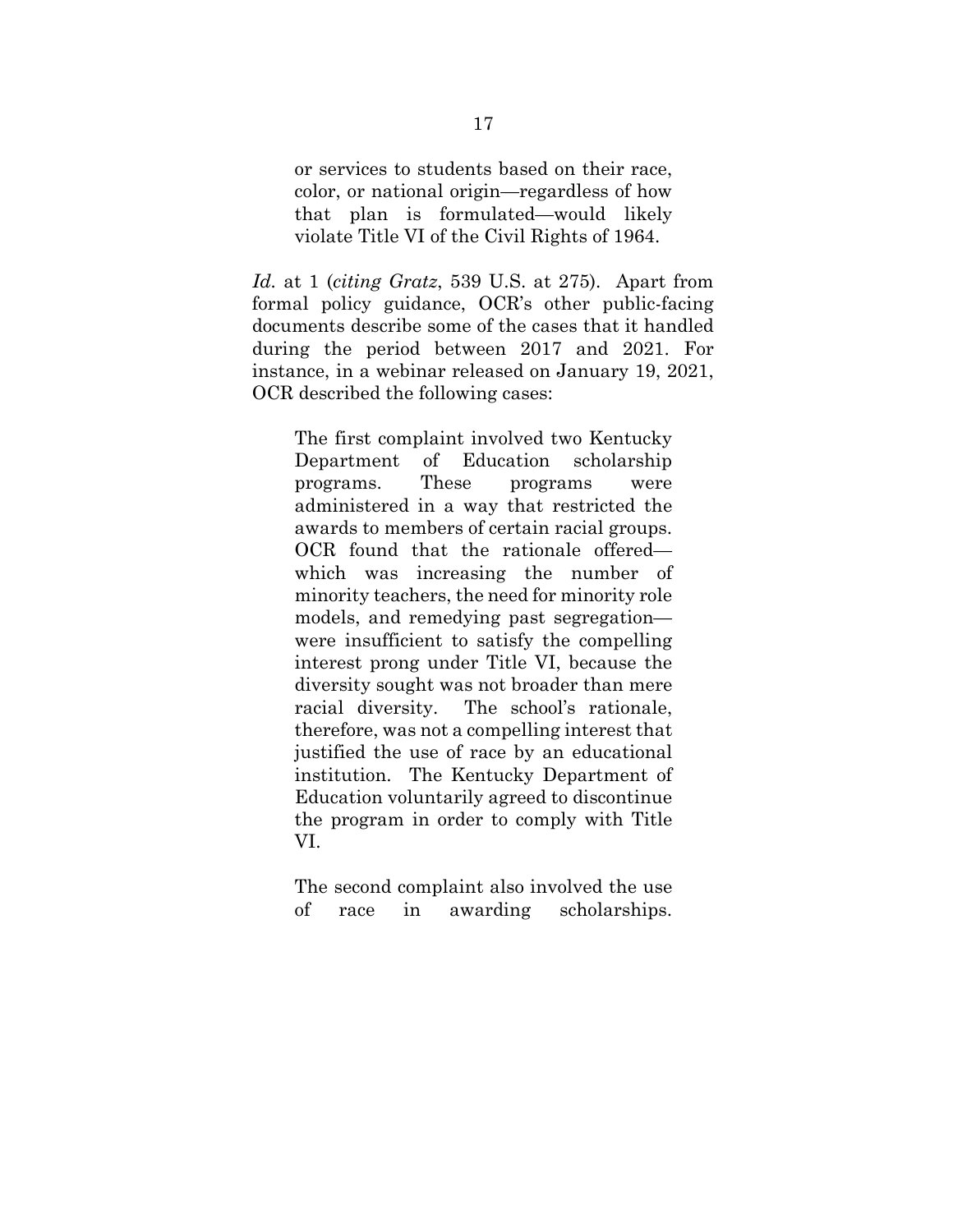> or services to students based on their race, color, or national origin—regardless of how that plan is formulated—would likely violate Title VI of the Civil Rights of 1964.

*Id.* at 1 (*citing Gratz*, 539 U.S. at 275). Apart from formal policy guidance, OCR's other public-facing documents describe some of the cases that it handled during the period between 2017 and 2021. For instance, in a webinar released on January 19, 2021, OCR described the following cases:

> The first complaint involved two Kentucky Department of Education scholarship programs. These programs were administered in a way that restricted the awards to members of certain racial groups. OCR found that the rationale offered—which was increasing the number of minority teachers, the need for minority role models, and remedying past segregation—were insufficient to satisfy the compelling interest prong under Title VI, because the diversity sought was not broader than mere racial diversity. The school's rationale, therefore, was not a compelling interest that justified the use of race by an educational institution. The Kentucky Department of Education voluntarily agreed to discontinue the program in order to comply with Title VI.
>
> The second complaint also involved the use of race in awarding scholarships.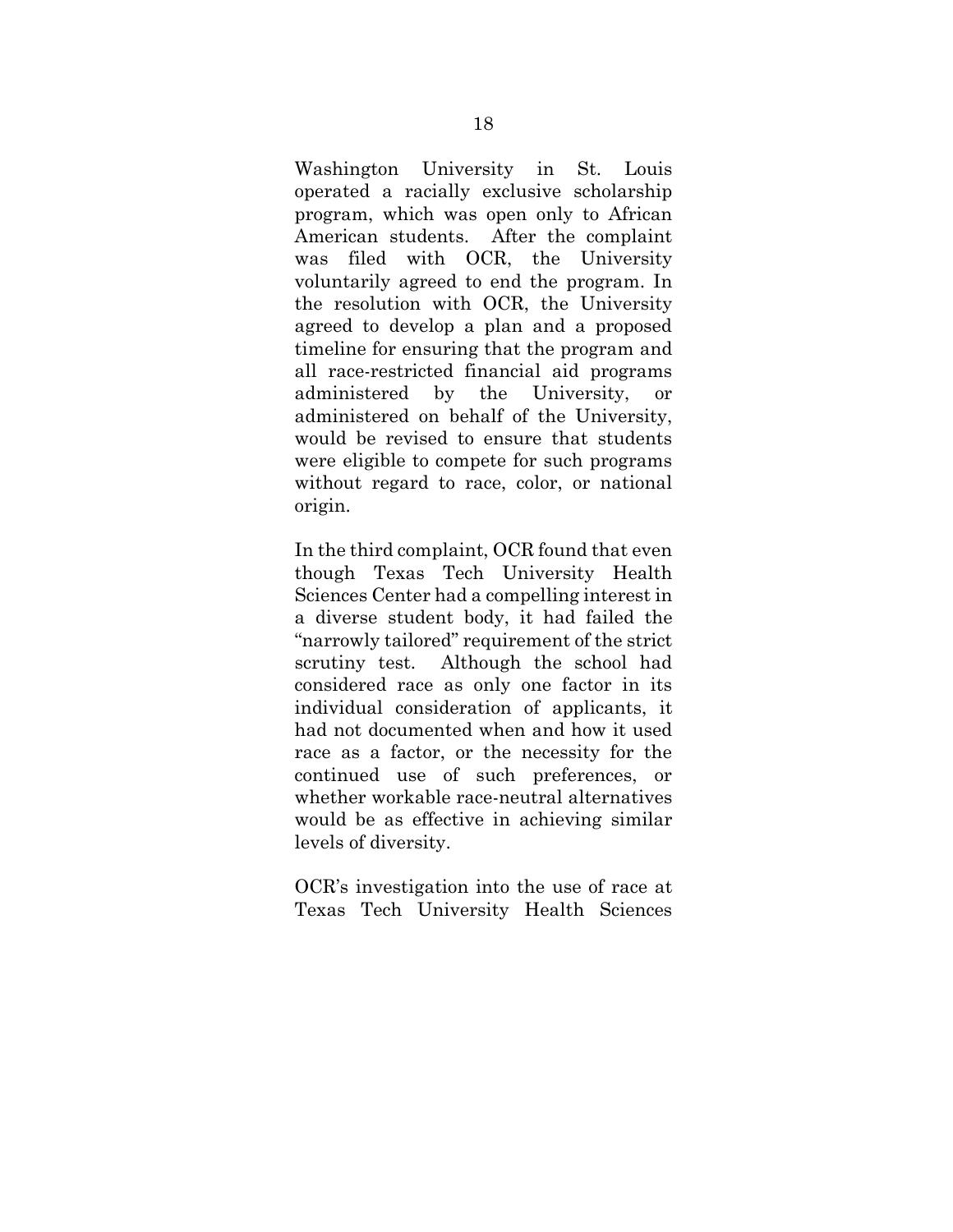Washington University in St. Louis operated a racially exclusive scholarship program, which was open only to African American students. After the complaint was filed with OCR, the University voluntarily agreed to end the program. In the resolution with OCR, the University agreed to develop a plan and a proposed timeline for ensuring that the program and all race-restricted financial aid programs administered by the University, or administered on behalf of the University, would be revised to ensure that students were eligible to compete for such programs without regard to race, color, or national origin.

In the third complaint, OCR found that even though Texas Tech University Health Sciences Center had a compelling interest in a diverse student body, it had failed the "narrowly tailored" requirement of the strict scrutiny test. Although the school had considered race as only one factor in its individual consideration of applicants, it had not documented when and how it used race as a factor, or the necessity for the continued use of such preferences, or whether workable race-neutral alternatives would be as effective in achieving similar levels of diversity.

OCR's investigation into the use of race at Texas Tech University Health Sciences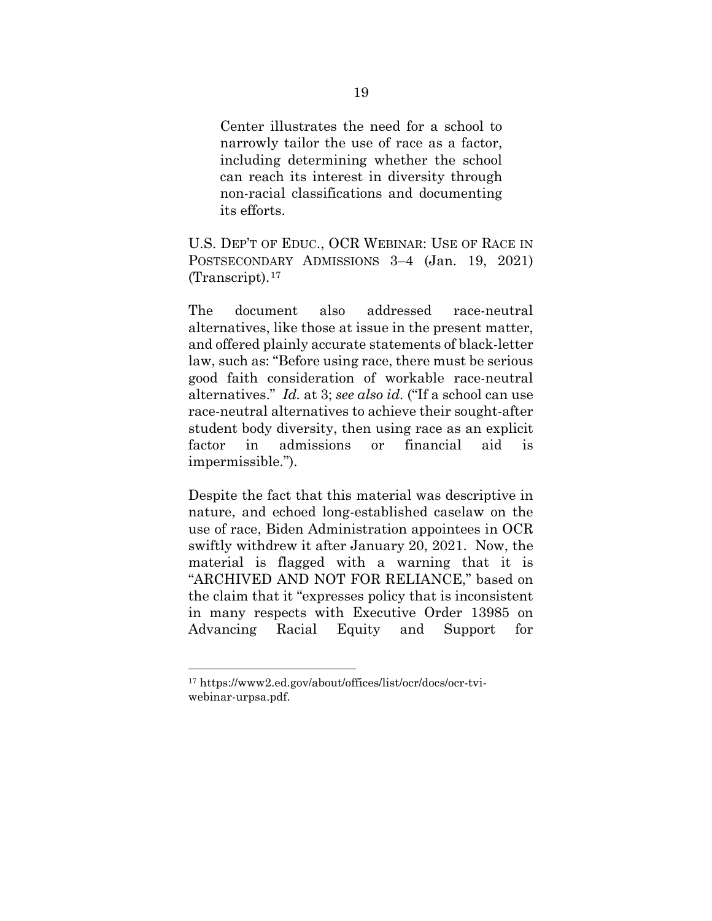> Center illustrates the need for a school to narrowly tailor the use of race as a factor, including determining whether the school can reach its interest in diversity through non-racial classifications and documenting its efforts.

U.S. DEP'T OF EDUC., OCR WEBINAR: USE OF RACE IN POSTSECONDARY ADMISSIONS 3–4 (Jan. 19, 2021) (Transcript).[17]

The document also addressed race-neutral alternatives, like those at issue in the present matter, and offered plainly accurate statements of black-letter law, such as: "Before using race, there must be serious good faith consideration of workable race-neutral alternatives." *Id.* at 3; *see also id.* ("If a school can use race-neutral alternatives to achieve their sought-after student body diversity, then using race as an explicit factor in admissions or financial aid is impermissible.").

Despite the fact that this material was descriptive in nature, and echoed long-established caselaw on the use of race, Biden Administration appointees in OCR swiftly withdrew it after January 20, 2021. Now, the material is flagged with a warning that it is "ARCHIVED AND NOT FOR RELIANCE," based on the claim that it "expresses policy that is inconsistent in many respects with Executive Order 13985 on Advancing Racial Equity and Support for

---

[17] https://www2.ed.gov/about/offices/list/ocr/docs/ocr-tvi-webinar-urpsa.pdf.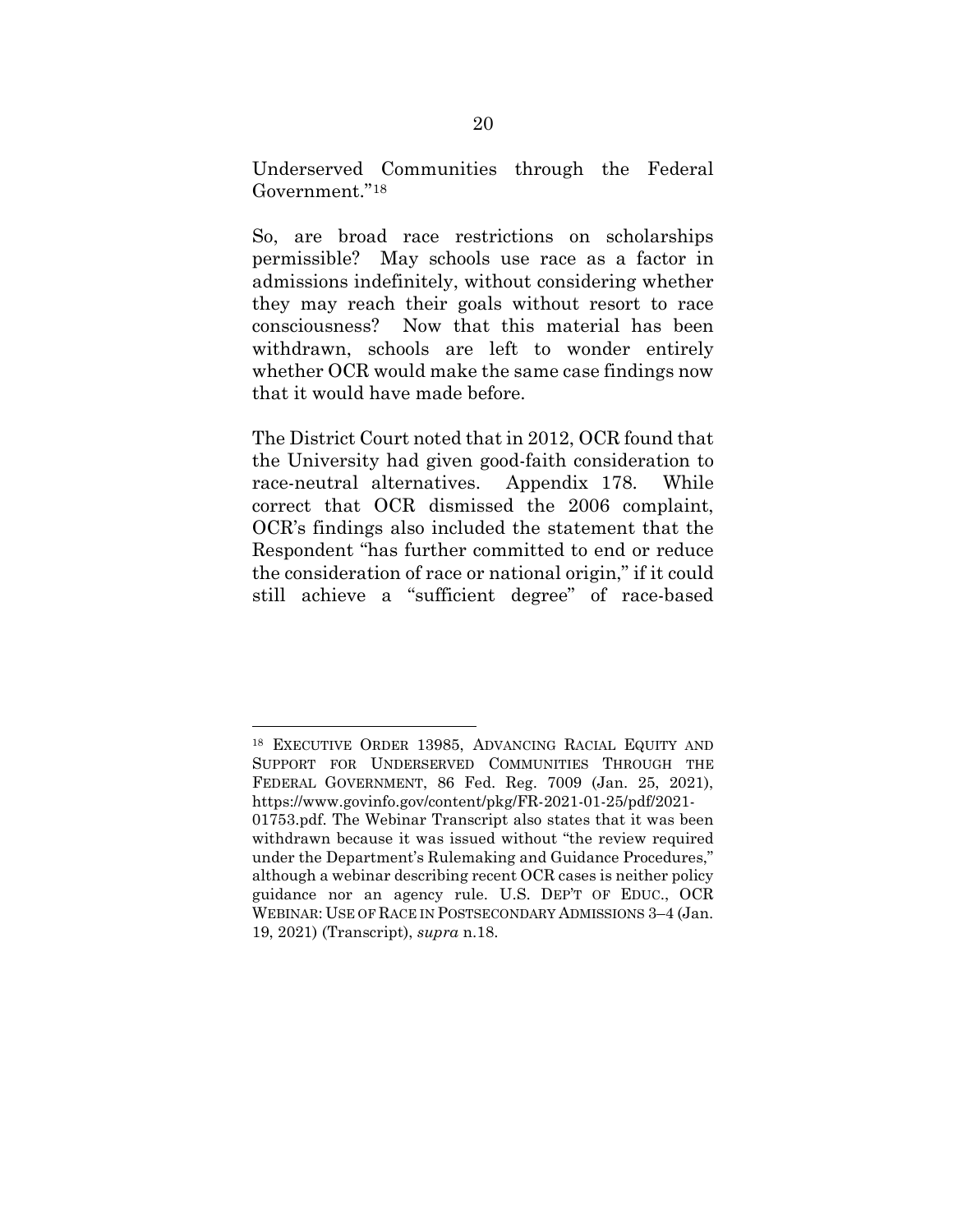Underserved Communities through the Federal Government."[18]

So, are broad race restrictions on scholarships permissible? May schools use race as a factor in admissions indefinitely, without considering whether they may reach their goals without resort to race consciousness? Now that this material has been withdrawn, schools are left to wonder entirely whether OCR would make the same case findings now that it would have made before.

The District Court noted that in 2012, OCR found that the University had given good-faith consideration to race-neutral alternatives. Appendix 178. While correct that OCR dismissed the 2006 complaint, OCR's findings also included the statement that the Respondent "has further committed to end or reduce the consideration of race or national origin," if it could still achieve a "sufficient degree" of race-based

---

[18] EXECUTIVE ORDER 13985, ADVANCING RACIAL EQUITY AND SUPPORT FOR UNDERSERVED COMMUNITIES THROUGH THE FEDERAL GOVERNMENT, 86 Fed. Reg. 7009 (Jan. 25, 2021), https://www.govinfo.gov/content/pkg/FR-2021-01-25/pdf/2021-01753.pdf. The Webinar Transcript also states that it was been withdrawn because it was issued without "the review required under the Department's Rulemaking and Guidance Procedures," although a webinar describing recent OCR cases is neither policy guidance nor an agency rule. U.S. DEP'T OF EDUC., OCR WEBINAR: USE OF RACE IN POSTSECONDARY ADMISSIONS 3–4 (Jan. 19, 2021) (Transcript), *supra* n.18.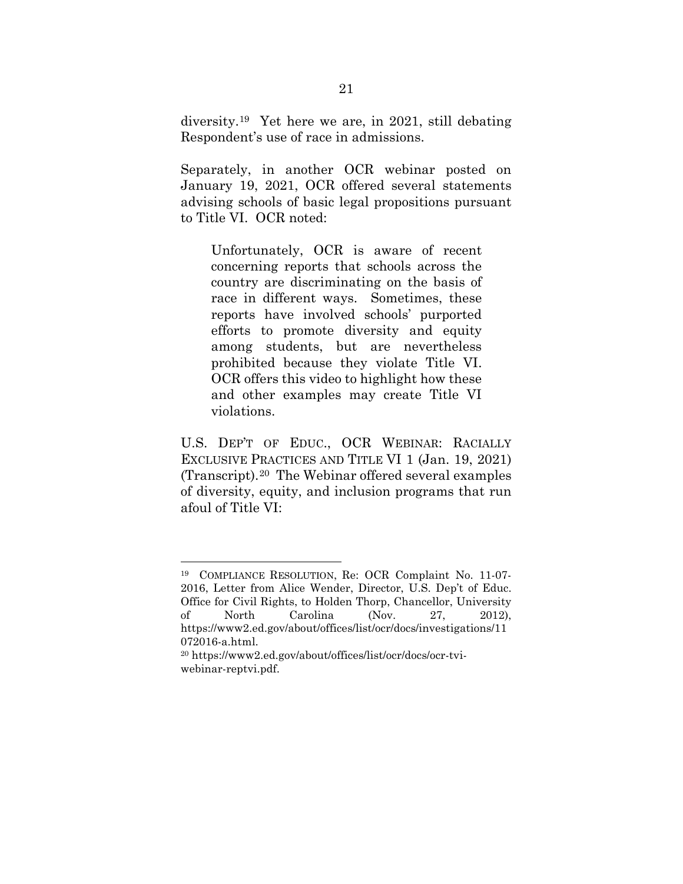diversity.[19] Yet here we are, in 2021, still debating Respondent's use of race in admissions.

Separately, in another OCR webinar posted on January 19, 2021, OCR offered several statements advising schools of basic legal propositions pursuant to Title VI. OCR noted:

> Unfortunately, OCR is aware of recent concerning reports that schools across the country are discriminating on the basis of race in different ways. Sometimes, these reports have involved schools' purported efforts to promote diversity and equity among students, but are nevertheless prohibited because they violate Title VI. OCR offers this video to highlight how these and other examples may create Title VI violations.

U.S. DEP'T OF EDUC., OCR WEBINAR: RACIALLY EXCLUSIVE PRACTICES AND TITLE VI 1 (Jan. 19, 2021) (Transcript).[20] The Webinar offered several examples of diversity, equity, and inclusion programs that run afoul of Title VI:

---

[19] COMPLIANCE RESOLUTION, Re: OCR Complaint No. 11-07-2016, Letter from Alice Wender, Director, U.S. Dep't of Educ. Office for Civil Rights, to Holden Thorp, Chancellor, University of North Carolina (Nov. 27, 2012), https://www2.ed.gov/about/offices/list/ocr/docs/investigations/11072016-a.html.

[20] https://www2.ed.gov/about/offices/list/ocr/docs/ocr-tvi-webinar-reptvi.pdf.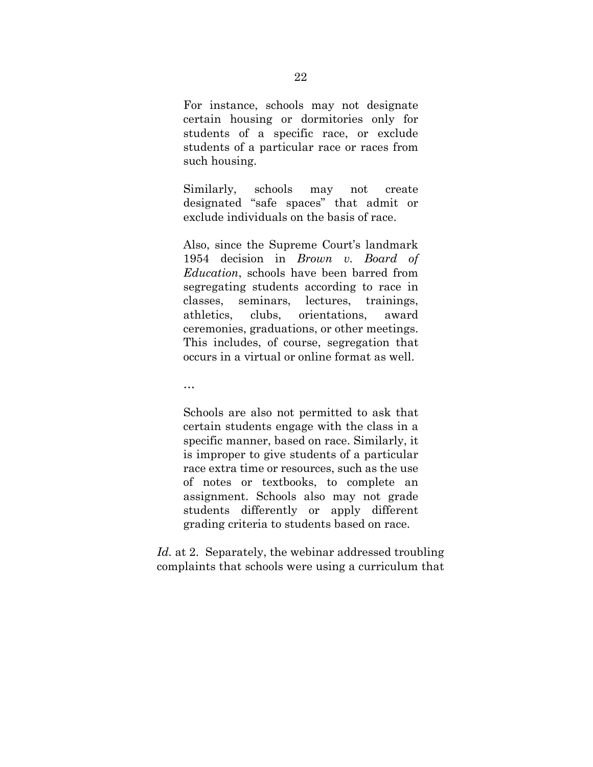> For instance, schools may not designate certain housing or dormitories only for students of a specific race, or exclude students of a particular race or races from such housing.
>
> Similarly, schools may not create designated "safe spaces" that admit or exclude individuals on the basis of race.
>
> Also, since the Supreme Court's landmark 1954 decision in *Brown v. Board of Education*, schools have been barred from segregating students according to race in classes, seminars, lectures, trainings, athletics, clubs, orientations, award ceremonies, graduations, or other meetings. This includes, of course, segregation that occurs in a virtual or online format as well.
>
> …
>
> Schools are also not permitted to ask that certain students engage with the class in a specific manner, based on race. Similarly, it is improper to give students of a particular race extra time or resources, such as the use of notes or textbooks, to complete an assignment. Schools also may not grade students differently or apply different grading criteria to students based on race.

*Id.* at 2. Separately, the webinar addressed troubling complaints that schools were using a curriculum that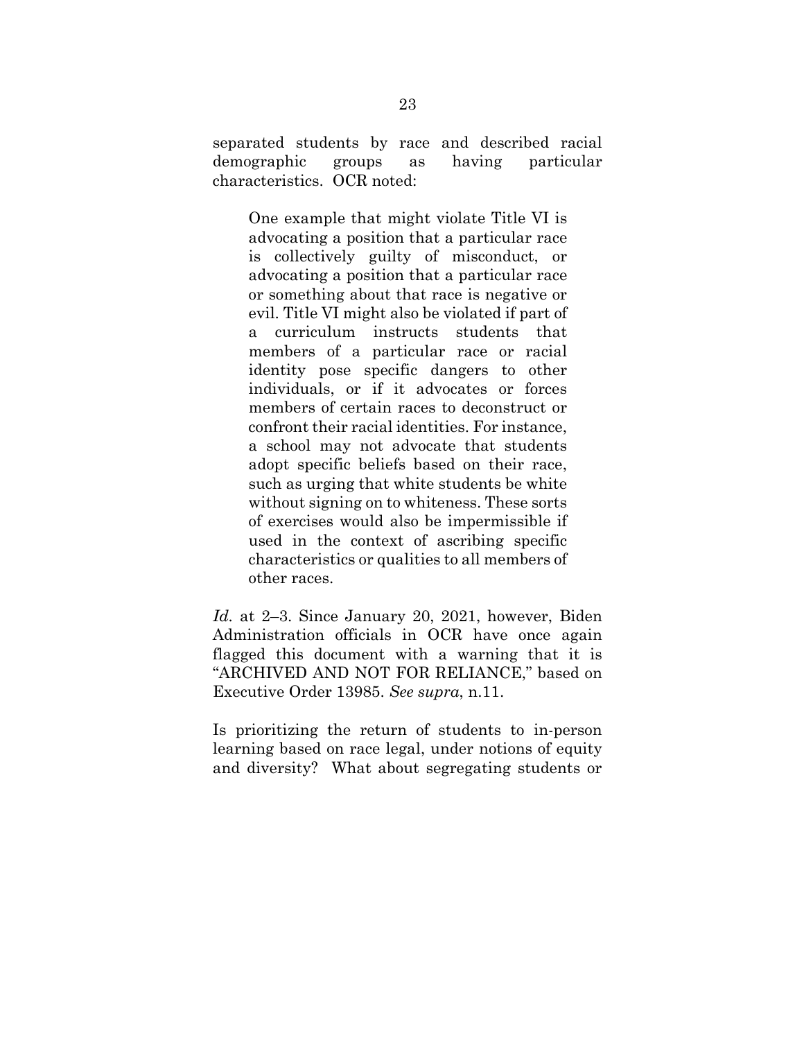separated students by race and described racial demographic groups as having particular characteristics. OCR noted:

> One example that might violate Title VI is advocating a position that a particular race is collectively guilty of misconduct, or advocating a position that a particular race or something about that race is negative or evil. Title VI might also be violated if part of a curriculum instructs students that members of a particular race or racial identity pose specific dangers to other individuals, or if it advocates or forces members of certain races to deconstruct or confront their racial identities. For instance, a school may not advocate that students adopt specific beliefs based on their race, such as urging that white students be white without signing on to whiteness. These sorts of exercises would also be impermissible if used in the context of ascribing specific characteristics or qualities to all members of other races.

*Id.* at 2–3. Since January 20, 2021, however, Biden Administration officials in OCR have once again flagged this document with a warning that it is "ARCHIVED AND NOT FOR RELIANCE," based on Executive Order 13985. *See supra*, n.11.

Is prioritizing the return of students to in-person learning based on race legal, under notions of equity and diversity? What about segregating students or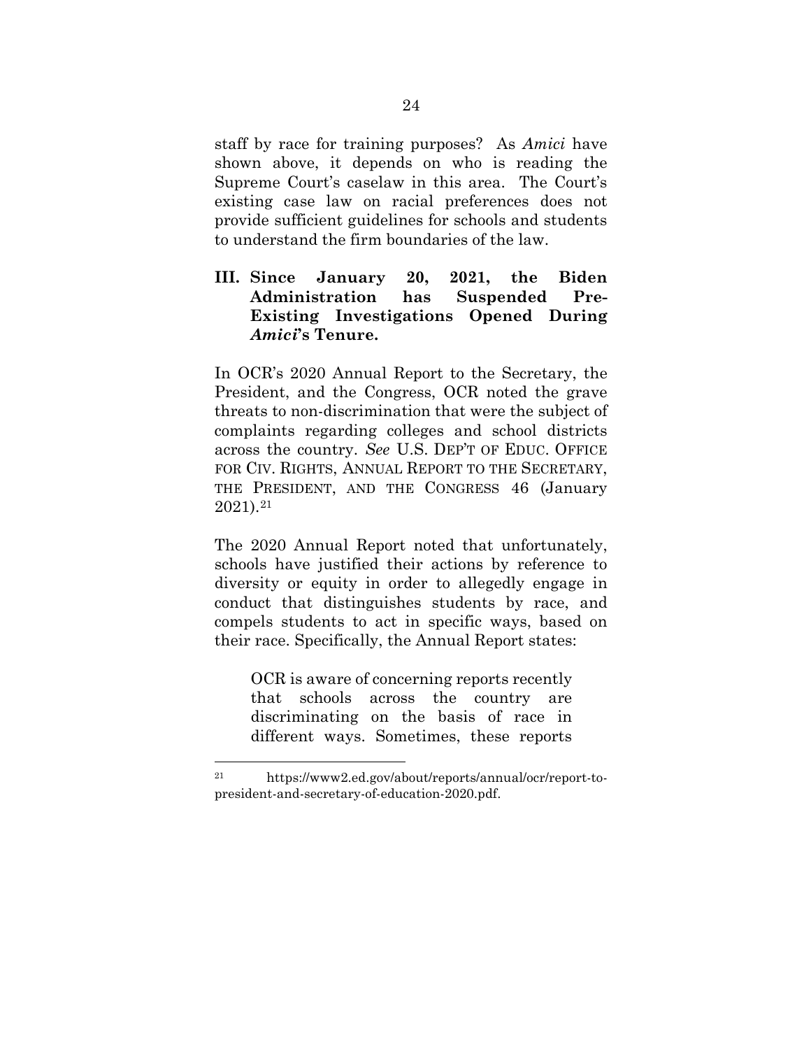staff by race for training purposes? As *Amici* have shown above, it depends on who is reading the Supreme Court's caselaw in this area. The Court's existing case law on racial preferences does not provide sufficient guidelines for schools and students to understand the firm boundaries of the law.

## III. Since January 20, 2021, the Biden Administration has Suspended Pre-Existing Investigations Opened During *Amici*'s Tenure.

In OCR's 2020 Annual Report to the Secretary, the President, and the Congress, OCR noted the grave threats to non-discrimination that were the subject of complaints regarding colleges and school districts across the country. *See* U.S. DEP'T OF EDUC. OFFICE FOR CIV. RIGHTS, ANNUAL REPORT TO THE SECRETARY, THE PRESIDENT, AND THE CONGRESS 46 (January 2021).[21]

The 2020 Annual Report noted that unfortunately, schools have justified their actions by reference to diversity or equity in order to allegedly engage in conduct that distinguishes students by race, and compels students to act in specific ways, based on their race. Specifically, the Annual Report states:

> OCR is aware of concerning reports recently that schools across the country are discriminating on the basis of race in different ways. Sometimes, these reports

---

[21] https://www2.ed.gov/about/reports/annual/ocr/report-to-president-and-secretary-of-education-2020.pdf.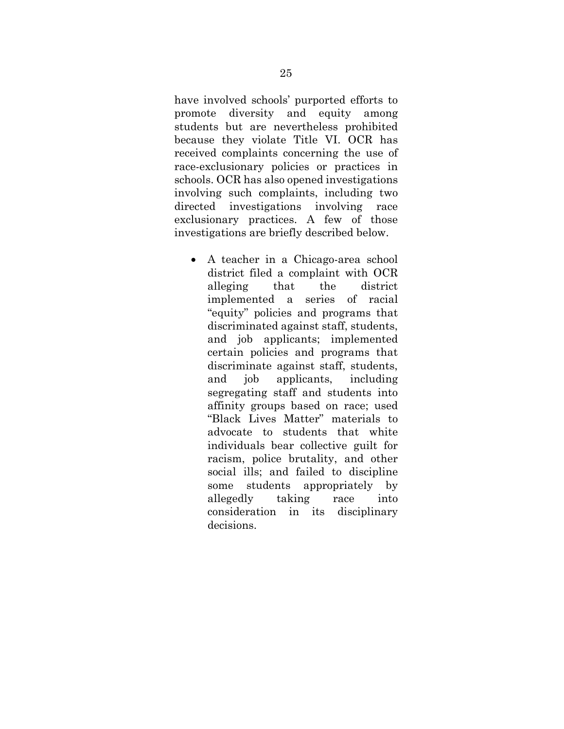have involved schools' purported efforts to promote diversity and equity among students but are nevertheless prohibited because they violate Title VI. OCR has received complaints concerning the use of race-exclusionary policies or practices in schools. OCR has also opened investigations involving such complaints, including two directed investigations involving race exclusionary practices. A few of those investigations are briefly described below.

- A teacher in a Chicago-area school district filed a complaint with OCR alleging that the district implemented a series of racial "equity" policies and programs that discriminated against staff, students, and job applicants; implemented certain policies and programs that discriminate against staff, students, and job applicants, including segregating staff and students into affinity groups based on race; used "Black Lives Matter" materials to advocate to students that white individuals bear collective guilt for racism, police brutality, and other social ills; and failed to discipline some students appropriately by allegedly taking race into consideration in its disciplinary decisions.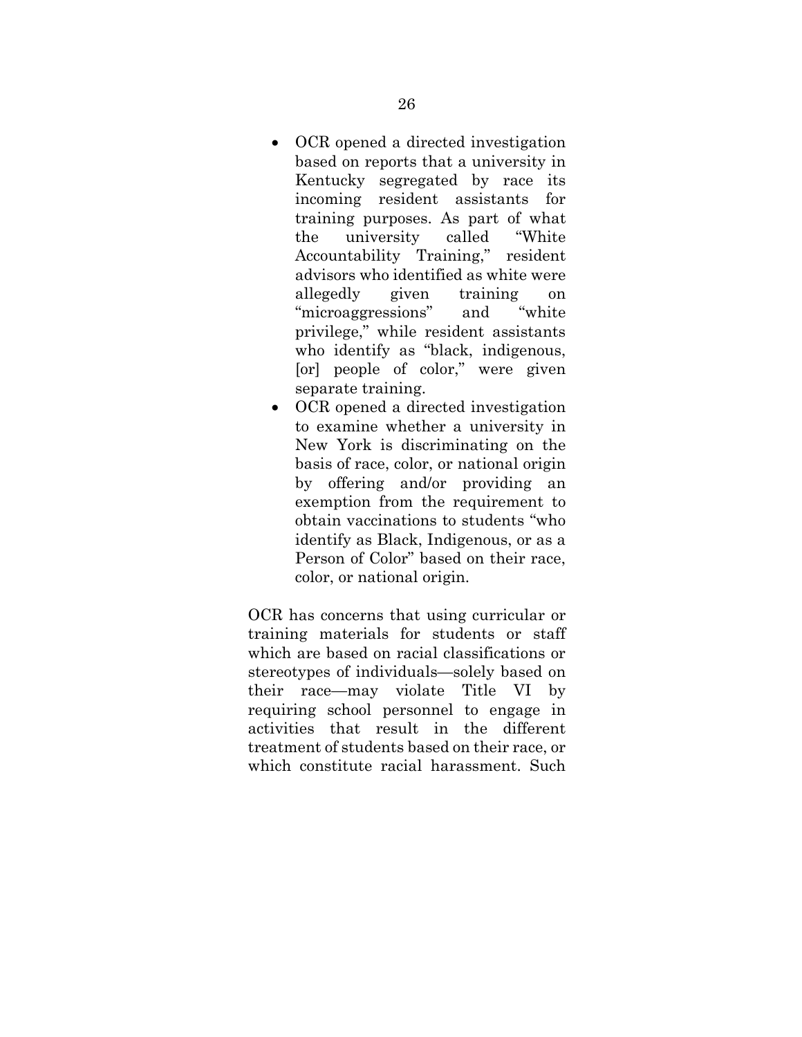- OCR opened a directed investigation based on reports that a university in Kentucky segregated by race its incoming resident assistants for training purposes. As part of what the university called "White Accountability Training," resident advisors who identified as white were allegedly given training on "microaggressions" and "white privilege," while resident assistants who identify as "black, indigenous, [or] people of color," were given separate training.
- OCR opened a directed investigation to examine whether a university in New York is discriminating on the basis of race, color, or national origin by offering and/or providing an exemption from the requirement to obtain vaccinations to students "who identify as Black, Indigenous, or as a Person of Color" based on their race, color, or national origin.

OCR has concerns that using curricular or training materials for students or staff which are based on racial classifications or stereotypes of individuals—solely based on their race—may violate Title VI by requiring school personnel to engage in activities that result in the different treatment of students based on their race, or which constitute racial harassment. Such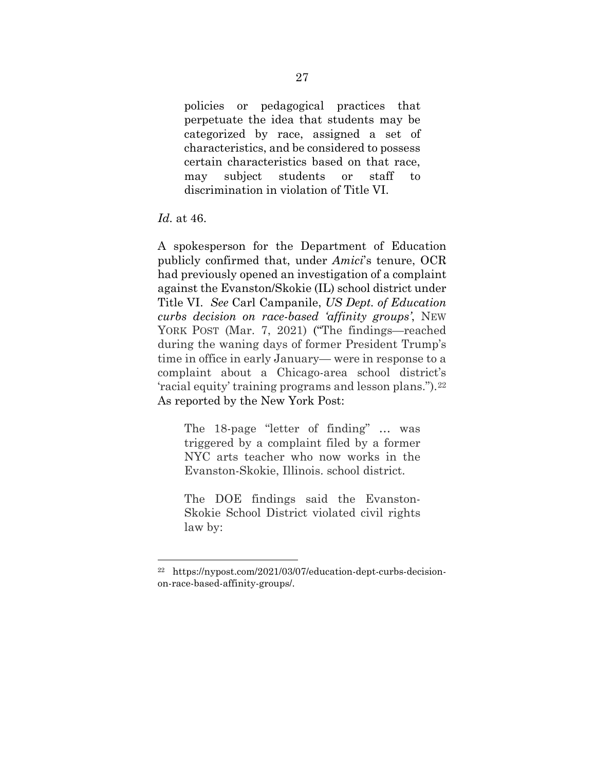> policies or pedagogical practices that perpetuate the idea that students may be categorized by race, assigned a set of characteristics, and be considered to possess certain characteristics based on that race, may subject students or staff to discrimination in violation of Title VI.

*Id.* at 46.

A spokesperson for the Department of Education publicly confirmed that, under *Amici*'s tenure, OCR had previously opened an investigation of a complaint against the Evanston/Skokie (IL) school district under Title VI. *See* Carl Campanile, *US Dept. of Education curbs decision on race-based 'affinity groups'*, NEW YORK POST (Mar. 7, 2021) ("The findings—reached during the waning days of former President Trump's time in office in early January— were in response to a complaint about a Chicago-area school district's 'racial equity' training programs and lesson plans.").[22] As reported by the New York Post:

> The 18-page "letter of finding" … was triggered by a complaint filed by a former NYC arts teacher who now works in the Evanston-Skokie, Illinois. school district.
>
> The DOE findings said the Evanston-Skokie School District violated civil rights law by:

---

[22] https://nypost.com/2021/03/07/education-dept-curbs-decision-on-race-based-affinity-groups/.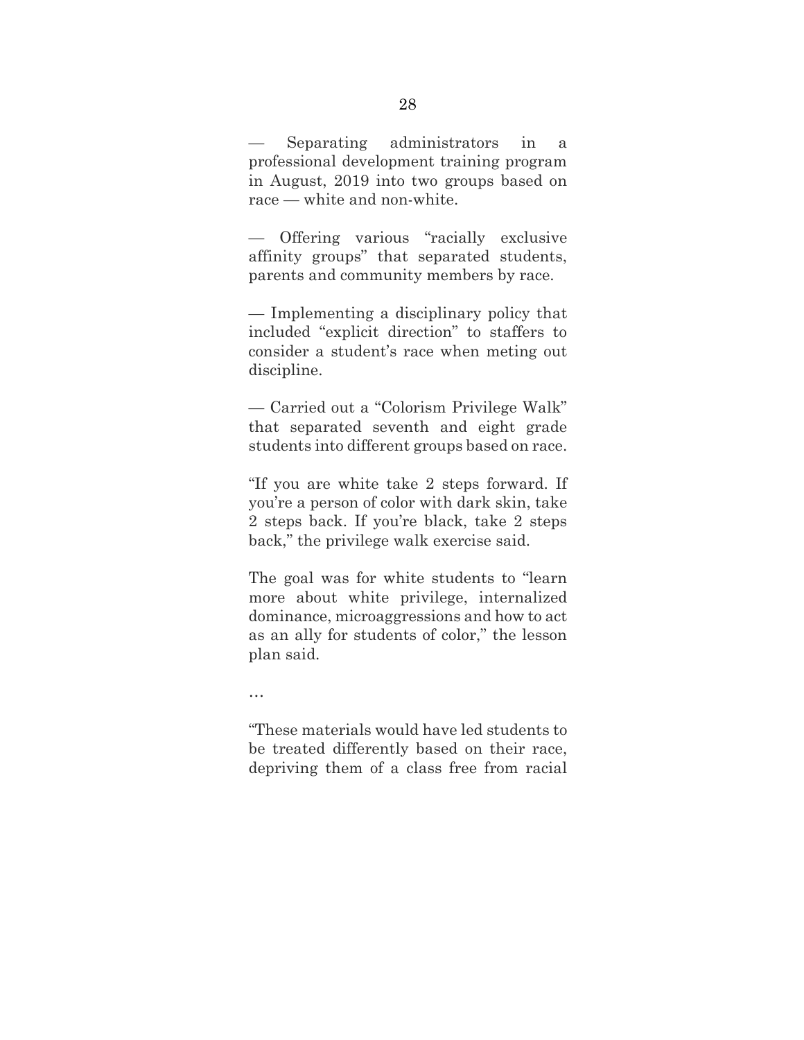— Separating administrators in a professional development training program in August, 2019 into two groups based on race — white and non-white.

— Offering various "racially exclusive affinity groups" that separated students, parents and community members by race.

— Implementing a disciplinary policy that included "explicit direction" to staffers to consider a student's race when meting out discipline.

— Carried out a "Colorism Privilege Walk" that separated seventh and eight grade students into different groups based on race.

"If you are white take 2 steps forward. If you're a person of color with dark skin, take 2 steps back. If you're black, take 2 steps back," the privilege walk exercise said.

The goal was for white students to "learn more about white privilege, internalized dominance, microaggressions and how to act as an ally for students of color," the lesson plan said.

…

"These materials would have led students to be treated differently based on their race, depriving them of a class free from racial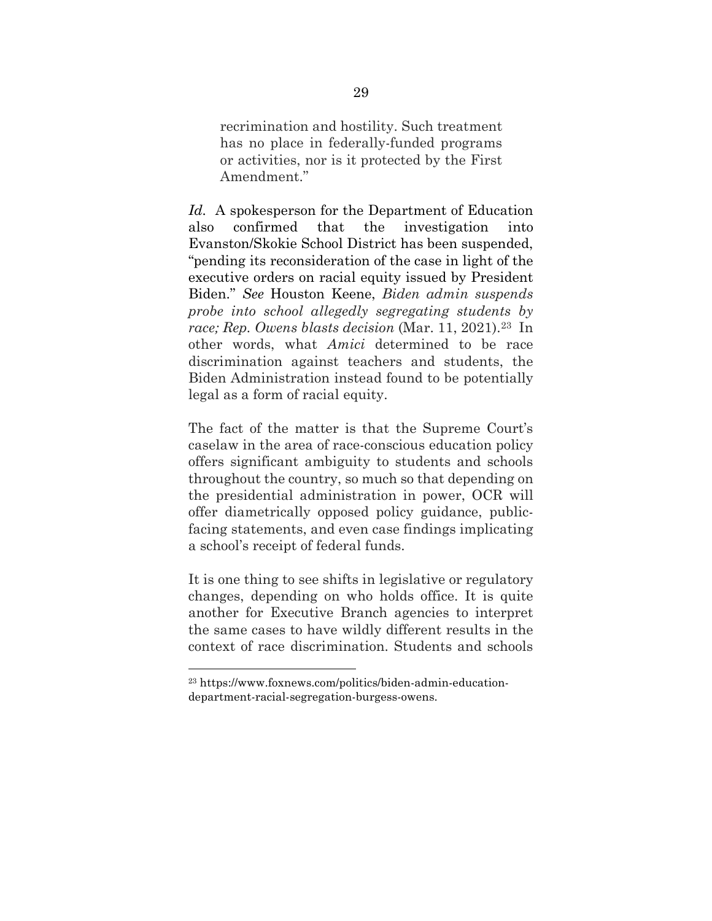> recrimination and hostility. Such treatment has no place in federally-funded programs or activities, nor is it protected by the First Amendment."

*Id.* A spokesperson for the Department of Education also confirmed that the investigation into Evanston/Skokie School District has been suspended, "pending its reconsideration of the case in light of the executive orders on racial equity issued by President Biden." *See* Houston Keene, *Biden admin suspends probe into school allegedly segregating students by race; Rep. Owens blasts decision* (Mar. 11, 2021).[23] In other words, what *Amici* determined to be race discrimination against teachers and students, the Biden Administration instead found to be potentially legal as a form of racial equity.

The fact of the matter is that the Supreme Court's caselaw in the area of race-conscious education policy offers significant ambiguity to students and schools throughout the country, so much so that depending on the presidential administration in power, OCR will offer diametrically opposed policy guidance, public-facing statements, and even case findings implicating a school's receipt of federal funds.

It is one thing to see shifts in legislative or regulatory changes, depending on who holds office. It is quite another for Executive Branch agencies to interpret the same cases to have wildly different results in the context of race discrimination. Students and schools

---

[23] https://www.foxnews.com/politics/biden-admin-education-department-racial-segregation-burgess-owens.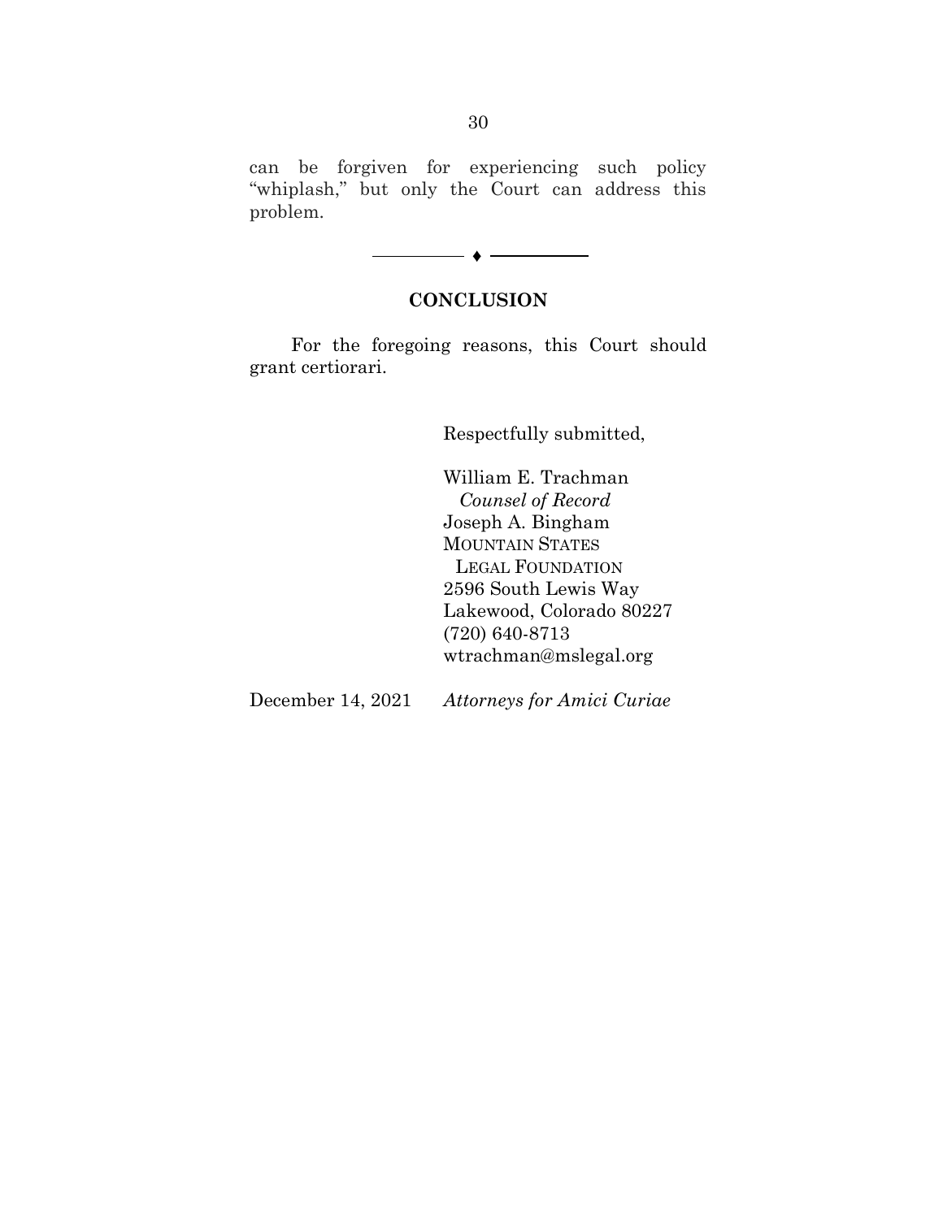can be forgiven for experiencing such policy "whiplash," but only the Court can address this problem.

## CONCLUSION

For the foregoing reasons, this Court should grant certiorari.

Respectfully submitted,

William E. Trachman
*Counsel of Record*
Joseph A. Bingham
MOUNTAIN STATES
LEGAL FOUNDATION
2596 South Lewis Way
Lakewood, Colorado 80227
(720) 640-8713
wtrachman@mslegal.org

December 14, 2021 *Attorneys for Amici Curiae*